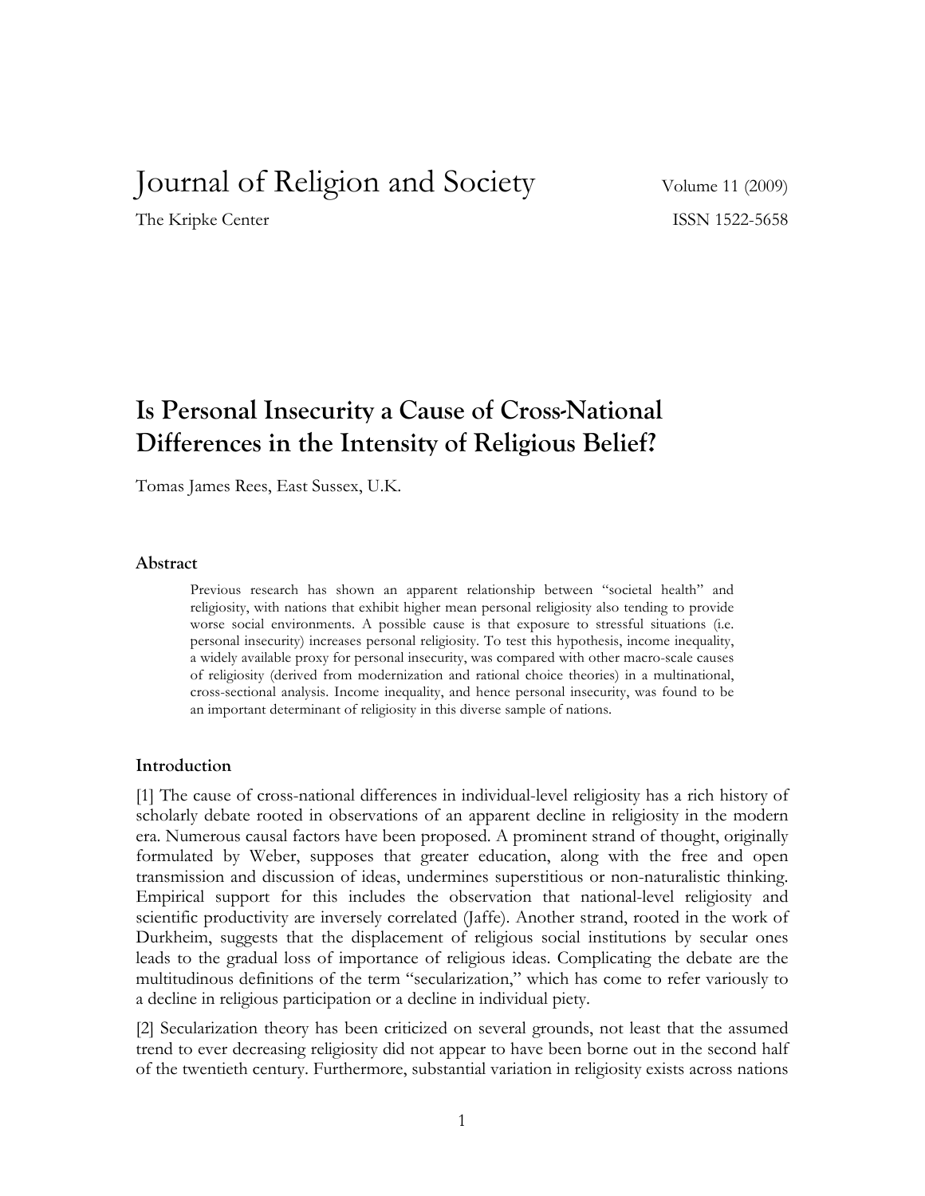Journal of Religion and Society — Volume 11 (2009)

The Kripke Center — ISSN 1522-5658

# Is Personal Insecurity a Cause of Cross-National Differences in the Intensity of Religious Belief?

Tomas James Rees, East Sussex, U.K.

### Abstract

Previous research has shown an apparent relationship between "societal health" and religiosity, with nations that exhibit higher mean personal religiosity also tending to provide worse social environments. A possible cause is that exposure to stressful situations (i.e. personal insecurity) increases personal religiosity. To test this hypothesis, income inequality, a widely available proxy for personal insecurity, was compared with other macro-scale causes of religiosity (derived from modernization and rational choice theories) in a multinational, cross-sectional analysis. Income inequality, and hence personal insecurity, was found to be an important determinant of religiosity in this diverse sample of nations.

### Introduction

[1] The cause of cross-national differences in individual-level religiosity has a rich history of scholarly debate rooted in observations of an apparent decline in religiosity in the modern era. Numerous causal factors have been proposed. A prominent strand of thought, originally formulated by Weber, supposes that greater education, along with the free and open transmission and discussion of ideas, undermines superstitious or non-naturalistic thinking. Empirical support for this includes the observation that national-level religiosity and scientific productivity are inversely correlated (Jaffe). Another strand, rooted in the work of Durkheim, suggests that the displacement of religious social institutions by secular ones leads to the gradual loss of importance of religious ideas. Complicating the debate are the multitudinous definitions of the term "secularization," which has come to refer variously to a decline in religious participation or a decline in individual piety.

[2] Secularization theory has been criticized on several grounds, not least that the assumed trend to ever decreasing religiosity did not appear to have been borne out in the second half of the twentieth century. Furthermore, substantial variation in religiosity exists across nations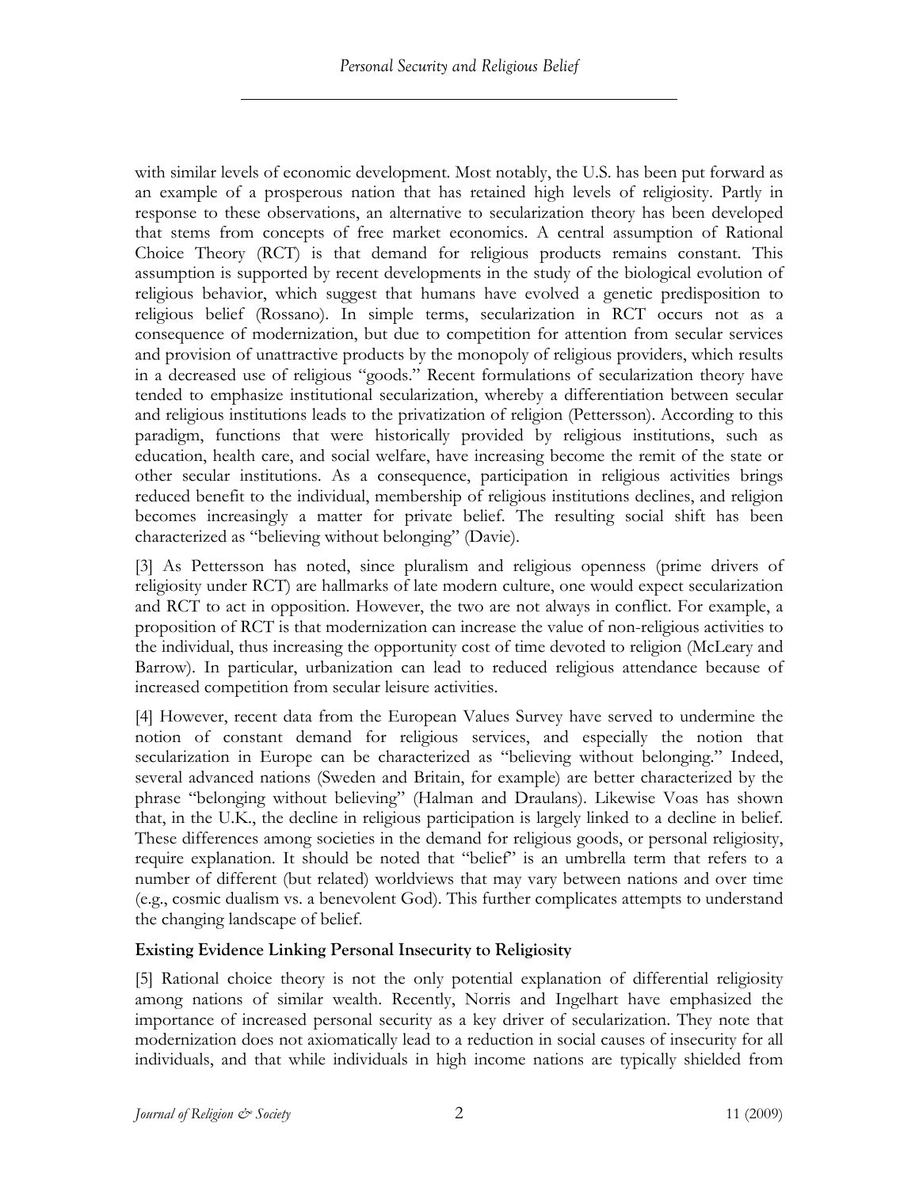with similar levels of economic development. Most notably, the U.S. has been put forward as an example of a prosperous nation that has retained high levels of religiosity. Partly in response to these observations, an alternative to secularization theory has been developed that stems from concepts of free market economics. A central assumption of Rational Choice Theory (RCT) is that demand for religious products remains constant. This assumption is supported by recent developments in the study of the biological evolution of religious behavior, which suggest that humans have evolved a genetic predisposition to religious belief (Rossano). In simple terms, secularization in RCT occurs not as a consequence of modernization, but due to competition for attention from secular services and provision of unattractive products by the monopoly of religious providers, which results in a decreased use of religious "goods." Recent formulations of secularization theory have tended to emphasize institutional secularization, whereby a differentiation between secular and religious institutions leads to the privatization of religion (Pettersson). According to this paradigm, functions that were historically provided by religious institutions, such as education, health care, and social welfare, have increasing become the remit of the state or other secular institutions. As a consequence, participation in religious activities brings reduced benefit to the individual, membership of religious institutions declines, and religion becomes increasingly a matter for private belief. The resulting social shift has been characterized as "believing without belonging" (Davie).

[3] As Pettersson has noted, since pluralism and religious openness (prime drivers of religiosity under RCT) are hallmarks of late modern culture, one would expect secularization and RCT to act in opposition. However, the two are not always in conflict. For example, a proposition of RCT is that modernization can increase the value of non-religious activities to the individual, thus increasing the opportunity cost of time devoted to religion (McLeary and Barrow). In particular, urbanization can lead to reduced religious attendance because of increased competition from secular leisure activities.

[4] However, recent data from the European Values Survey have served to undermine the notion of constant demand for religious services, and especially the notion that secularization in Europe can be characterized as "believing without belonging." Indeed, several advanced nations (Sweden and Britain, for example) are better characterized by the phrase "belonging without believing" (Halman and Draulans). Likewise Voas has shown that, in the U.K., the decline in religious participation is largely linked to a decline in belief. These differences among societies in the demand for religious goods, or personal religiosity, require explanation. It should be noted that "belief" is an umbrella term that refers to a number of different (but related) worldviews that may vary between nations and over time (e.g., cosmic dualism vs. a benevolent God). This further complicates attempts to understand the changing landscape of belief.

### Existing Evidence Linking Personal Insecurity to Religiosity

[5] Rational choice theory is not the only potential explanation of differential religiosity among nations of similar wealth. Recently, Norris and Ingelhart have emphasized the importance of increased personal security as a key driver of secularization. They note that modernization does not axiomatically lead to a reduction in social causes of insecurity for all individuals, and that while individuals in high income nations are typically shielded from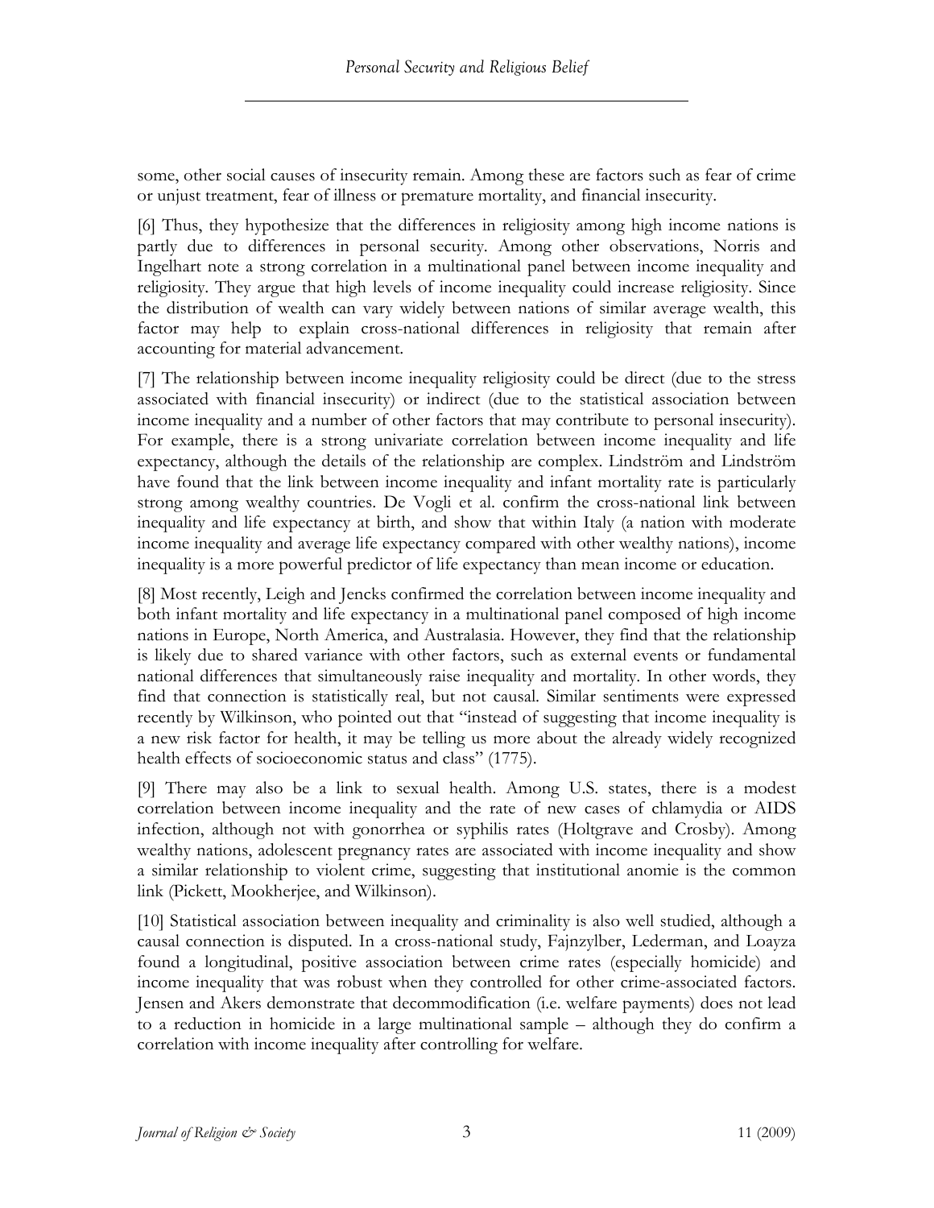some, other social causes of insecurity remain. Among these are factors such as fear of crime or unjust treatment, fear of illness or premature mortality, and financial insecurity.

[6] Thus, they hypothesize that the differences in religiosity among high income nations is partly due to differences in personal security. Among other observations, Norris and Ingelhart note a strong correlation in a multinational panel between income inequality and religiosity. They argue that high levels of income inequality could increase religiosity. Since the distribution of wealth can vary widely between nations of similar average wealth, this factor may help to explain cross-national differences in religiosity that remain after accounting for material advancement.

[7] The relationship between income inequality religiosity could be direct (due to the stress associated with financial insecurity) or indirect (due to the statistical association between income inequality and a number of other factors that may contribute to personal insecurity). For example, there is a strong univariate correlation between income inequality and life expectancy, although the details of the relationship are complex. Lindström and Lindström have found that the link between income inequality and infant mortality rate is particularly strong among wealthy countries. De Vogli et al. confirm the cross-national link between inequality and life expectancy at birth, and show that within Italy (a nation with moderate income inequality and average life expectancy compared with other wealthy nations), income inequality is a more powerful predictor of life expectancy than mean income or education.

[8] Most recently, Leigh and Jencks confirmed the correlation between income inequality and both infant mortality and life expectancy in a multinational panel composed of high income nations in Europe, North America, and Australasia. However, they find that the relationship is likely due to shared variance with other factors, such as external events or fundamental national differences that simultaneously raise inequality and mortality. In other words, they find that connection is statistically real, but not causal. Similar sentiments were expressed recently by Wilkinson, who pointed out that "instead of suggesting that income inequality is a new risk factor for health, it may be telling us more about the already widely recognized health effects of socioeconomic status and class" (1775).

[9] There may also be a link to sexual health. Among U.S. states, there is a modest correlation between income inequality and the rate of new cases of chlamydia or AIDS infection, although not with gonorrhea or syphilis rates (Holtgrave and Crosby). Among wealthy nations, adolescent pregnancy rates are associated with income inequality and show a similar relationship to violent crime, suggesting that institutional anomie is the common link (Pickett, Mookherjee, and Wilkinson).

[10] Statistical association between inequality and criminality is also well studied, although a causal connection is disputed. In a cross-national study, Fajnzylber, Lederman, and Loayza found a longitudinal, positive association between crime rates (especially homicide) and income inequality that was robust when they controlled for other crime-associated factors. Jensen and Akers demonstrate that decommodification (i.e. welfare payments) does not lead to a reduction in homicide in a large multinational sample – although they do confirm a correlation with income inequality after controlling for welfare.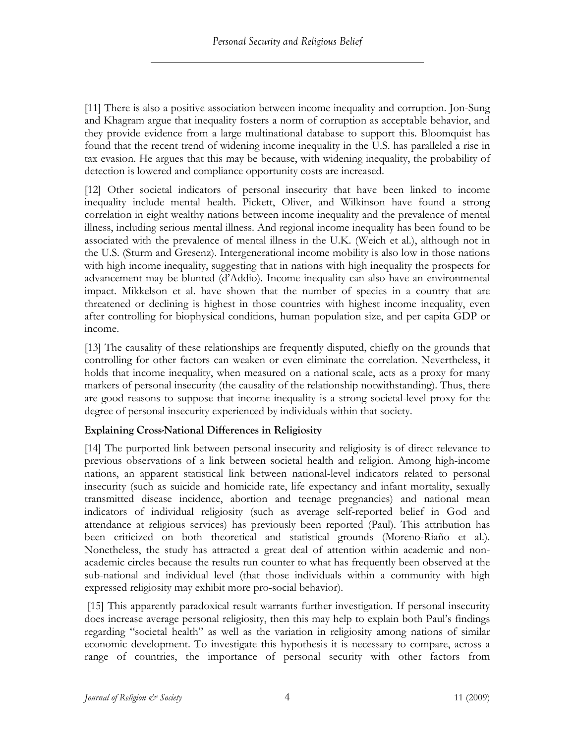[11] There is also a positive association between income inequality and corruption. Jon-Sung and Khagram argue that inequality fosters a norm of corruption as acceptable behavior, and they provide evidence from a large multinational database to support this. Bloomquist has found that the recent trend of widening income inequality in the U.S. has paralleled a rise in tax evasion. He argues that this may be because, with widening inequality, the probability of detection is lowered and compliance opportunity costs are increased.

[12] Other societal indicators of personal insecurity that have been linked to income inequality include mental health. Pickett, Oliver, and Wilkinson have found a strong correlation in eight wealthy nations between income inequality and the prevalence of mental illness, including serious mental illness. And regional income inequality has been found to be associated with the prevalence of mental illness in the U.K. (Weich et al.), although not in the U.S. (Sturm and Gresenz). Intergenerational income mobility is also low in those nations with high income inequality, suggesting that in nations with high inequality the prospects for advancement may be blunted (d'Addio). Income inequality can also have an environmental impact. Mikkelson et al. have shown that the number of species in a country that are threatened or declining is highest in those countries with highest income inequality, even after controlling for biophysical conditions, human population size, and per capita GDP or income.

[13] The causality of these relationships are frequently disputed, chiefly on the grounds that controlling for other factors can weaken or even eliminate the correlation. Nevertheless, it holds that income inequality, when measured on a national scale, acts as a proxy for many markers of personal insecurity (the causality of the relationship notwithstanding). Thus, there are good reasons to suppose that income inequality is a strong societal-level proxy for the degree of personal insecurity experienced by individuals within that society.

### Explaining Cross-National Differences in Religiosity

[14] The purported link between personal insecurity and religiosity is of direct relevance to previous observations of a link between societal health and religion. Among high-income nations, an apparent statistical link between national-level indicators related to personal insecurity (such as suicide and homicide rate, life expectancy and infant mortality, sexually transmitted disease incidence, abortion and teenage pregnancies) and national mean indicators of individual religiosity (such as average self-reported belief in God and attendance at religious services) has previously been reported (Paul). This attribution has been criticized on both theoretical and statistical grounds (Moreno-Riaño et al.). Nonetheless, the study has attracted a great deal of attention within academic and non-academic circles because the results run counter to what has frequently been observed at the sub-national and individual level (that those individuals within a community with high expressed religiosity may exhibit more pro-social behavior).

[15] This apparently paradoxical result warrants further investigation. If personal insecurity does increase average personal religiosity, then this may help to explain both Paul's findings regarding "societal health" as well as the variation in religiosity among nations of similar economic development. To investigate this hypothesis it is necessary to compare, across a range of countries, the importance of personal security with other factors from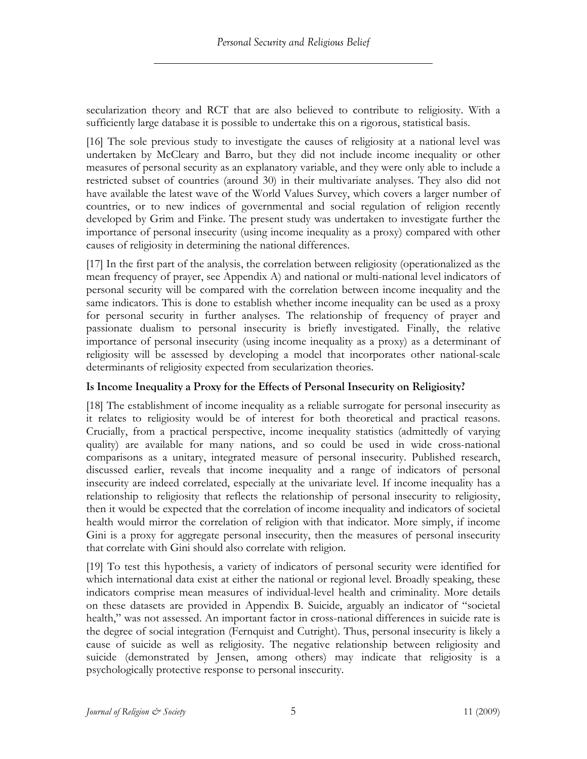secularization theory and RCT that are also believed to contribute to religiosity. With a sufficiently large database it is possible to undertake this on a rigorous, statistical basis.

[16] The sole previous study to investigate the causes of religiosity at a national level was undertaken by McCleary and Barro, but they did not include income inequality or other measures of personal security as an explanatory variable, and they were only able to include a restricted subset of countries (around 30) in their multivariate analyses. They also did not have available the latest wave of the World Values Survey, which covers a larger number of countries, or to new indices of governmental and social regulation of religion recently developed by Grim and Finke. The present study was undertaken to investigate further the importance of personal insecurity (using income inequality as a proxy) compared with other causes of religiosity in determining the national differences.

[17] In the first part of the analysis, the correlation between religiosity (operationalized as the mean frequency of prayer, see Appendix A) and national or multi-national level indicators of personal security will be compared with the correlation between income inequality and the same indicators. This is done to establish whether income inequality can be used as a proxy for personal security in further analyses. The relationship of frequency of prayer and passionate dualism to personal insecurity is briefly investigated. Finally, the relative importance of personal insecurity (using income inequality as a proxy) as a determinant of religiosity will be assessed by developing a model that incorporates other national-scale determinants of religiosity expected from secularization theories.

## Is Income Inequality a Proxy for the Effects of Personal Insecurity on Religiosity?

[18] The establishment of income inequality as a reliable surrogate for personal insecurity as it relates to religiosity would be of interest for both theoretical and practical reasons. Crucially, from a practical perspective, income inequality statistics (admittedly of varying quality) are available for many nations, and so could be used in wide cross-national comparisons as a unitary, integrated measure of personal insecurity. Published research, discussed earlier, reveals that income inequality and a range of indicators of personal insecurity are indeed correlated, especially at the univariate level. If income inequality has a relationship to religiosity that reflects the relationship of personal insecurity to religiosity, then it would be expected that the correlation of income inequality and indicators of societal health would mirror the correlation of religion with that indicator. More simply, if income Gini is a proxy for aggregate personal insecurity, then the measures of personal insecurity that correlate with Gini should also correlate with religion.

[19] To test this hypothesis, a variety of indicators of personal security were identified for which international data exist at either the national or regional level. Broadly speaking, these indicators comprise mean measures of individual-level health and criminality. More details on these datasets are provided in Appendix B. Suicide, arguably an indicator of "societal health," was not assessed. An important factor in cross-national differences in suicide rate is the degree of social integration (Fernquist and Cutright). Thus, personal insecurity is likely a cause of suicide as well as religiosity. The negative relationship between religiosity and suicide (demonstrated by Jensen, among others) may indicate that religiosity is a psychologically protective response to personal insecurity.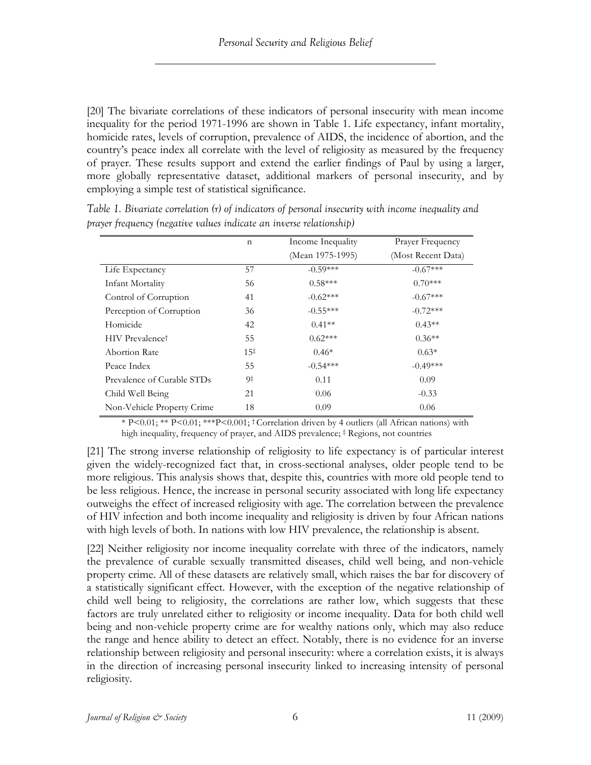[20] The bivariate correlations of these indicators of personal insecurity with mean income inequality for the period 1971-1996 are shown in Table 1. Life expectancy, infant mortality, homicide rates, levels of corruption, prevalence of AIDS, the incidence of abortion, and the country's peace index all correlate with the level of religiosity as measured by the frequency of prayer. These results support and extend the earlier findings of Paul by using a larger, more globally representative dataset, additional markers of personal insecurity, and by employing a simple test of statistical significance.

*Table 1. Bivariate correlation (r) of indicators of personal insecurity with income inequality and prayer frequency (negative values indicate an inverse relationship)*

| | n | Income Inequality (Mean 1975-1995) | Prayer Frequency (Most Recent Data) |
|---|---|---|---|
| Life Expectancy | 57 | -0.59*** | -0.67*** |
| Infant Mortality | 56 | 0.58*** | 0.70*** |
| Control of Corruption | 41 | -0.62*** | -0.67*** |
| Perception of Corruption | 36 | -0.55*** | -0.72*** |
| Homicide | 42 | 0.41** | 0.43** |
| HIV Prevalence† | 55 | 0.62*** | 0.36** |
| Abortion Rate | 15‡ | 0.46* | 0.63* |
| Peace Index | 55 | -0.54*** | -0.49*** |
| Prevalence of Curable STDs | 9‡ | 0.11 | 0.09 |
| Child Well Being | 21 | 0.06 | -0.33 |
| Non-Vehicle Property Crime | 18 | 0.09 | 0.06 |

\* P<0.01; ** P<0.01; ***P<0.001; † Correlation driven by 4 outliers (all African nations) with high inequality, frequency of prayer, and AIDS prevalence; ‡ Regions, not countries

[21] The strong inverse relationship of religiosity to life expectancy is of particular interest given the widely-recognized fact that, in cross-sectional analyses, older people tend to be more religious. This analysis shows that, despite this, countries with more old people tend to be less religious. Hence, the increase in personal security associated with long life expectancy outweighs the effect of increased religiosity with age. The correlation between the prevalence of HIV infection and both income inequality and religiosity is driven by four African nations with high levels of both. In nations with low HIV prevalence, the relationship is absent.

[22] Neither religiosity nor income inequality correlate with three of the indicators, namely the prevalence of curable sexually transmitted diseases, child well being, and non-vehicle property crime. All of these datasets are relatively small, which raises the bar for discovery of a statistically significant effect. However, with the exception of the negative relationship of child well being to religiosity, the correlations are rather low, which suggests that these factors are truly unrelated either to religiosity or income inequality. Data for both child well being and non-vehicle property crime are for wealthy nations only, which may also reduce the range and hence ability to detect an effect. Notably, there is no evidence for an inverse relationship between religiosity and personal insecurity: where a correlation exists, it is always in the direction of increasing personal insecurity linked to increasing intensity of personal religiosity.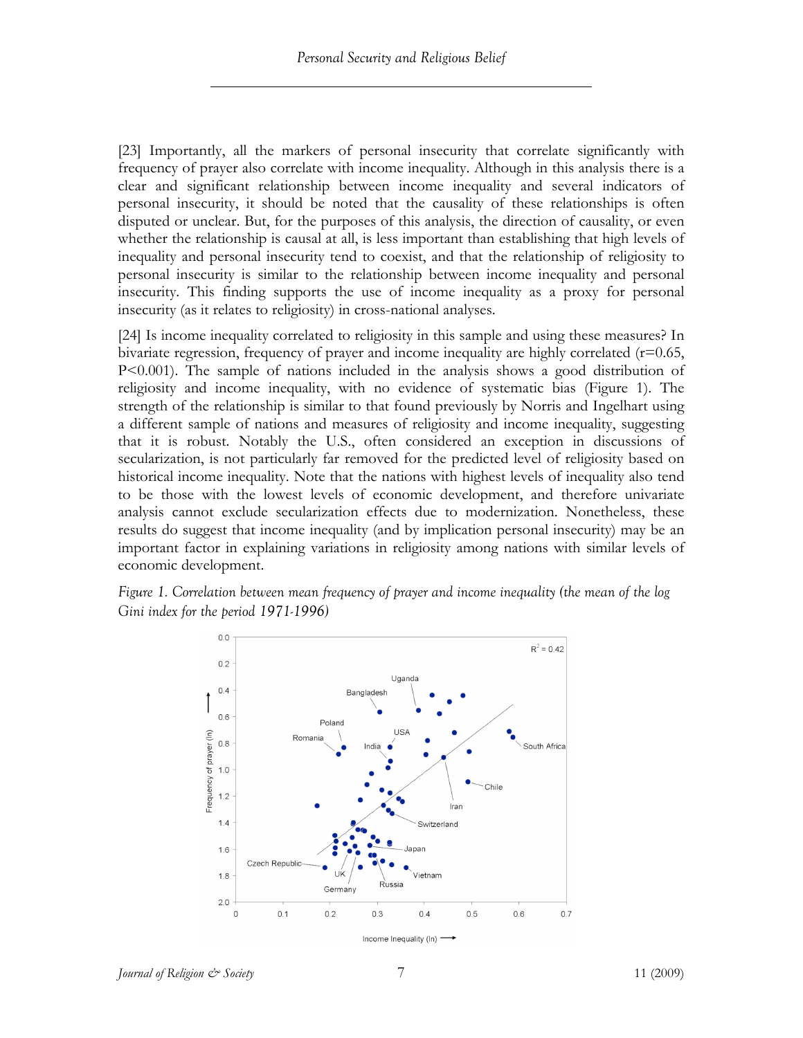[23] Importantly, all the markers of personal insecurity that correlate significantly with frequency of prayer also correlate with income inequality. Although in this analysis there is a clear and significant relationship between income inequality and several indicators of personal insecurity, it should be noted that the causality of these relationships is often disputed or unclear. But, for the purposes of this analysis, the direction of causality, or even whether the relationship is causal at all, is less important than establishing that high levels of inequality and personal insecurity tend to coexist, and that the relationship of religiosity to personal insecurity is similar to the relationship between income inequality and personal insecurity. This finding supports the use of income inequality as a proxy for personal insecurity (as it relates to religiosity) in cross-national analyses.

[24] Is income inequality correlated to religiosity in this sample and using these measures? In bivariate regression, frequency of prayer and income inequality are highly correlated ($r=0.65$, $P<0.001$). The sample of nations included in the analysis shows a good distribution of religiosity and income inequality, with no evidence of systematic bias (Figure 1). The strength of the relationship is similar to that found previously by Norris and Ingelhart using a different sample of nations and measures of religiosity and income inequality, suggesting that it is robust. Notably the U.S., often considered an exception in discussions of secularization, is not particularly far removed for the predicted level of religiosity based on historical income inequality. Note that the nations with highest levels of inequality also tend to be those with the lowest levels of economic development, and therefore univariate analysis cannot exclude secularization effects due to modernization. Nonetheless, these results do suggest that income inequality (and by implication personal insecurity) may be an important factor in explaining variations in religiosity among nations with similar levels of economic development.

*Figure 1. Correlation between mean frequency of prayer and income inequality (the mean of the log Gini index for the period 1971-1996)*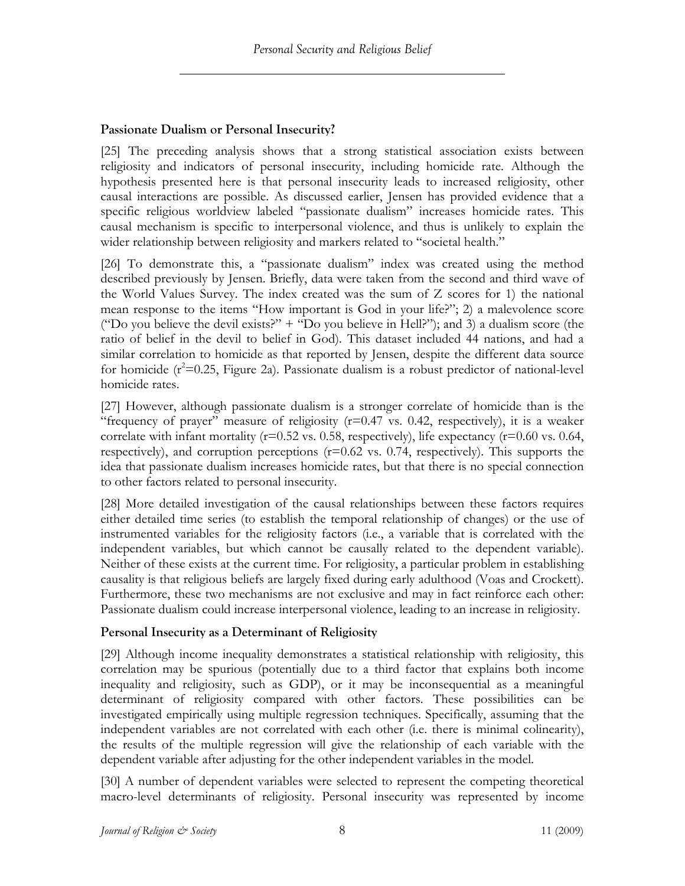## Passionate Dualism or Personal Insecurity?

[25] The preceding analysis shows that a strong statistical association exists between religiosity and indicators of personal insecurity, including homicide rate. Although the hypothesis presented here is that personal insecurity leads to increased religiosity, other causal interactions are possible. As discussed earlier, Jensen has provided evidence that a specific religious worldview labeled "passionate dualism" increases homicide rates. This causal mechanism is specific to interpersonal violence, and thus is unlikely to explain the wider relationship between religiosity and markers related to "societal health."

[26] To demonstrate this, a "passionate dualism" index was created using the method described previously by Jensen. Briefly, data were taken from the second and third wave of the World Values Survey. The index created was the sum of Z scores for 1) the national mean response to the items "How important is God in your life?"; 2) a malevolence score ("Do you believe the devil exists?" + "Do you believe in Hell?"); and 3) a dualism score (the ratio of belief in the devil to belief in God). This dataset included 44 nations, and had a similar correlation to homicide as that reported by Jensen, despite the different data source for homicide ($r^2$=0.25, Figure 2a). Passionate dualism is a robust predictor of national-level homicide rates.

[27] However, although passionate dualism is a stronger correlate of homicide than is the "frequency of prayer" measure of religiosity (r=0.47 vs. 0.42, respectively), it is a weaker correlate with infant mortality (r=0.52 vs. 0.58, respectively), life expectancy (r=0.60 vs. 0.64, respectively), and corruption perceptions (r=0.62 vs. 0.74, respectively). This supports the idea that passionate dualism increases homicide rates, but that there is no special connection to other factors related to personal insecurity.

[28] More detailed investigation of the causal relationships between these factors requires either detailed time series (to establish the temporal relationship of changes) or the use of instrumented variables for the religiosity factors (i.e., a variable that is correlated with the independent variables, but which cannot be causally related to the dependent variable). Neither of these exists at the current time. For religiosity, a particular problem in establishing causality is that religious beliefs are largely fixed during early adulthood (Voas and Crockett). Furthermore, these two mechanisms are not exclusive and may in fact reinforce each other: Passionate dualism could increase interpersonal violence, leading to an increase in religiosity.

## Personal Insecurity as a Determinant of Religiosity

[29] Although income inequality demonstrates a statistical relationship with religiosity, this correlation may be spurious (potentially due to a third factor that explains both income inequality and religiosity, such as GDP), or it may be inconsequential as a meaningful determinant of religiosity compared with other factors. These possibilities can be investigated empirically using multiple regression techniques. Specifically, assuming that the independent variables are not correlated with each other (i.e. there is minimal colinearity), the results of the multiple regression will give the relationship of each variable with the dependent variable after adjusting for the other independent variables in the model.

[30] A number of dependent variables were selected to represent the competing theoretical macro-level determinants of religiosity. Personal insecurity was represented by income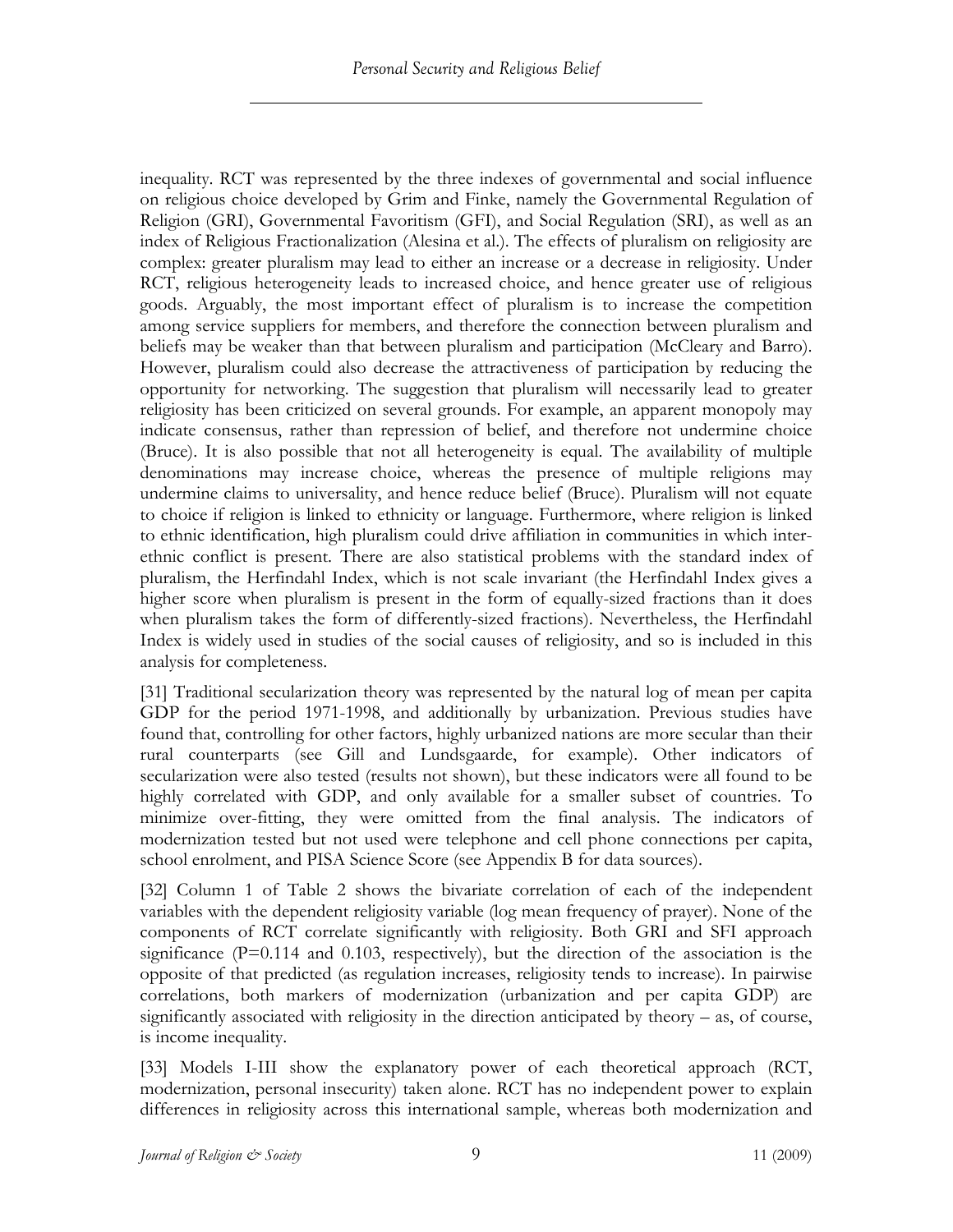inequality. RCT was represented by the three indexes of governmental and social influence on religious choice developed by Grim and Finke, namely the Governmental Regulation of Religion (GRI), Governmental Favoritism (GFI), and Social Regulation (SRI), as well as an index of Religious Fractionalization (Alesina et al.). The effects of pluralism on religiosity are complex: greater pluralism may lead to either an increase or a decrease in religiosity. Under RCT, religious heterogeneity leads to increased choice, and hence greater use of religious goods. Arguably, the most important effect of pluralism is to increase the competition among service suppliers for members, and therefore the connection between pluralism and beliefs may be weaker than that between pluralism and participation (McCleary and Barro). However, pluralism could also decrease the attractiveness of participation by reducing the opportunity for networking. The suggestion that pluralism will necessarily lead to greater religiosity has been criticized on several grounds. For example, an apparent monopoly may indicate consensus, rather than repression of belief, and therefore not undermine choice (Bruce). It is also possible that not all heterogeneity is equal. The availability of multiple denominations may increase choice, whereas the presence of multiple religions may undermine claims to universality, and hence reduce belief (Bruce). Pluralism will not equate to choice if religion is linked to ethnicity or language. Furthermore, where religion is linked to ethnic identification, high pluralism could drive affiliation in communities in which inter-ethnic conflict is present. There are also statistical problems with the standard index of pluralism, the Herfindahl Index, which is not scale invariant (the Herfindahl Index gives a higher score when pluralism is present in the form of equally-sized fractions than it does when pluralism takes the form of differently-sized fractions). Nevertheless, the Herfindahl Index is widely used in studies of the social causes of religiosity, and so is included in this analysis for completeness.

[31] Traditional secularization theory was represented by the natural log of mean per capita GDP for the period 1971-1998, and additionally by urbanization. Previous studies have found that, controlling for other factors, highly urbanized nations are more secular than their rural counterparts (see Gill and Lundsgaarde, for example). Other indicators of secularization were also tested (results not shown), but these indicators were all found to be highly correlated with GDP, and only available for a smaller subset of countries. To minimize over-fitting, they were omitted from the final analysis. The indicators of modernization tested but not used were telephone and cell phone connections per capita, school enrolment, and PISA Science Score (see Appendix B for data sources).

[32] Column 1 of Table 2 shows the bivariate correlation of each of the independent variables with the dependent religiosity variable (log mean frequency of prayer). None of the components of RCT correlate significantly with religiosity. Both GRI and SFI approach significance (P=0.114 and 0.103, respectively), but the direction of the association is the opposite of that predicted (as regulation increases, religiosity tends to increase). In pairwise correlations, both markers of modernization (urbanization and per capita GDP) are significantly associated with religiosity in the direction anticipated by theory – as, of course, is income inequality.

[33] Models I-III show the explanatory power of each theoretical approach (RCT, modernization, personal insecurity) taken alone. RCT has no independent power to explain differences in religiosity across this international sample, whereas both modernization and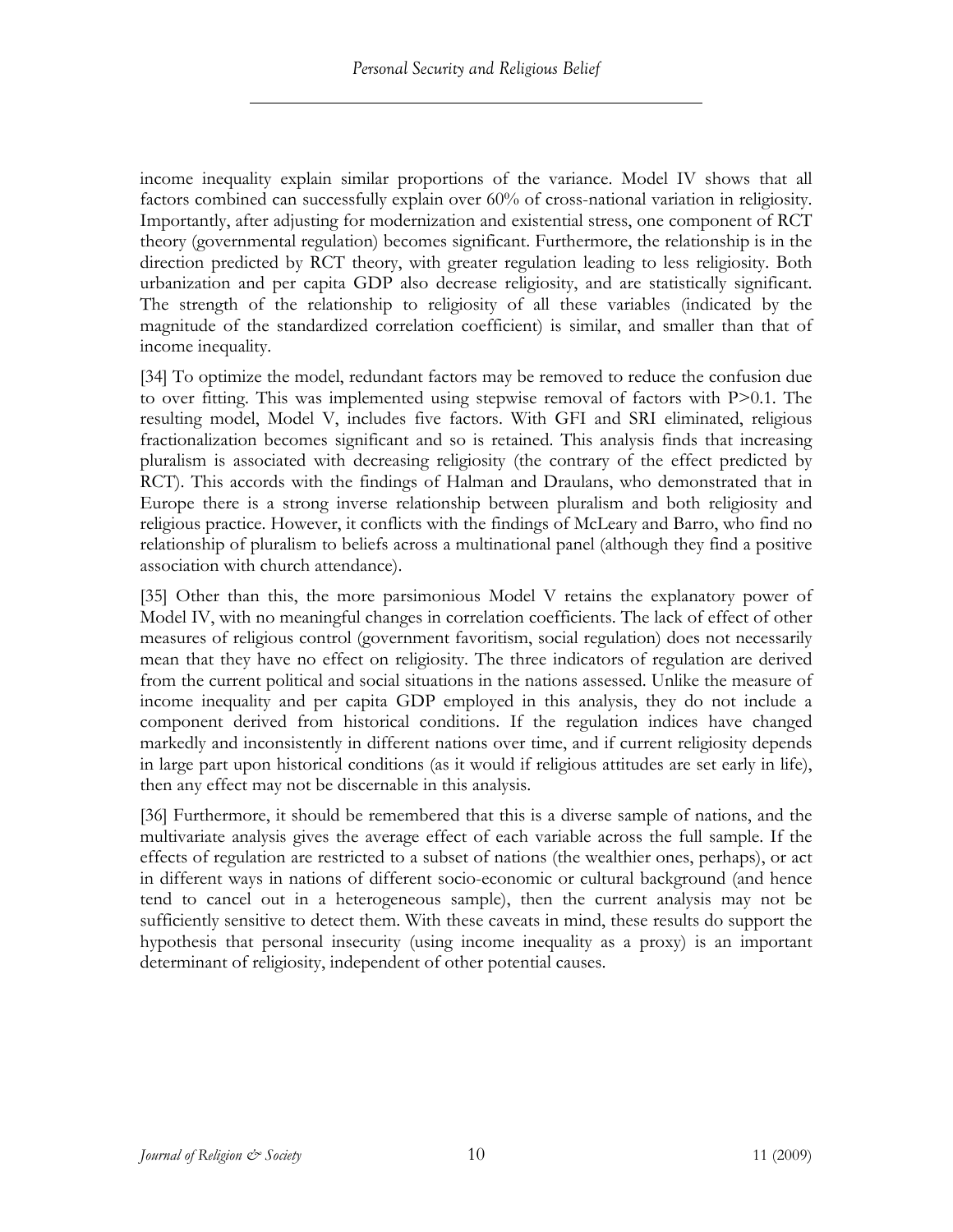income inequality explain similar proportions of the variance. Model IV shows that all factors combined can successfully explain over 60% of cross-national variation in religiosity. Importantly, after adjusting for modernization and existential stress, one component of RCT theory (governmental regulation) becomes significant. Furthermore, the relationship is in the direction predicted by RCT theory, with greater regulation leading to less religiosity. Both urbanization and per capita GDP also decrease religiosity, and are statistically significant. The strength of the relationship to religiosity of all these variables (indicated by the magnitude of the standardized correlation coefficient) is similar, and smaller than that of income inequality.

[34] To optimize the model, redundant factors may be removed to reduce the confusion due to over fitting. This was implemented using stepwise removal of factors with $P>0.1$. The resulting model, Model V, includes five factors. With GFI and SRI eliminated, religious fractionalization becomes significant and so is retained. This analysis finds that increasing pluralism is associated with decreasing religiosity (the contrary of the effect predicted by RCT). This accords with the findings of Halman and Draulans, who demonstrated that in Europe there is a strong inverse relationship between pluralism and both religiosity and religious practice. However, it conflicts with the findings of McLeary and Barro, who find no relationship of pluralism to beliefs across a multinational panel (although they find a positive association with church attendance).

[35] Other than this, the more parsimonious Model V retains the explanatory power of Model IV, with no meaningful changes in correlation coefficients. The lack of effect of other measures of religious control (government favoritism, social regulation) does not necessarily mean that they have no effect on religiosity. The three indicators of regulation are derived from the current political and social situations in the nations assessed. Unlike the measure of income inequality and per capita GDP employed in this analysis, they do not include a component derived from historical conditions. If the regulation indices have changed markedly and inconsistently in different nations over time, and if current religiosity depends in large part upon historical conditions (as it would if religious attitudes are set early in life), then any effect may not be discernable in this analysis.

[36] Furthermore, it should be remembered that this is a diverse sample of nations, and the multivariate analysis gives the average effect of each variable across the full sample. If the effects of regulation are restricted to a subset of nations (the wealthier ones, perhaps), or act in different ways in nations of different socio-economic or cultural background (and hence tend to cancel out in a heterogeneous sample), then the current analysis may not be sufficiently sensitive to detect them. With these caveats in mind, these results do support the hypothesis that personal insecurity (using income inequality as a proxy) is an important determinant of religiosity, independent of other potential causes.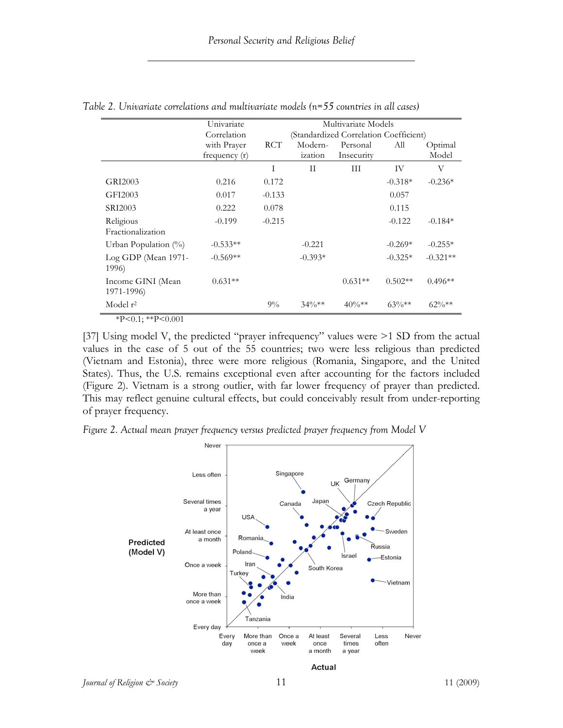*Table 2. Univariate correlations and multivariate models (n=55 countries in all cases)*

| | Univariate Correlation with Prayer frequency (r) | Multivariate Models (Standardized Correlation Coefficient) | | | | |
|---|---|---|---|---|---|---|
| | | RCT | Modern-ization | Personal Insecurity | All | Optimal Model |
| | | I | II | III | IV | V |
| GRI2003 | 0.216 | 0.172 | | | -0.318* | -0.236* |
| GFI2003 | 0.017 | -0.133 | | | 0.057 | |
| SRI2003 | 0.222 | 0.078 | | | 0.115 | |
| Religious Fractionalization | -0.199 | -0.215 | | | -0.122 | -0.184* |
| Urban Population (%) | -0.533** | | -0.221 | | -0.269* | -0.255* |
| Log GDP (Mean 1971-1996) | -0.569** | | -0.393* | | -0.325* | -0.321** |
| Income GINI (Mean 1971-1996) | 0.631** | | | 0.631** | 0.502** | 0.496** |
| Model $r^2$ | | 9% | 34%** | 40%** | 63%** | 62%** |

*P<0.1; **P<0.001

[37] Using model V, the predicted "prayer infrequency" values were >1 SD from the actual values in the case of 5 out of the 55 countries; two were less religious than predicted (Vietnam and Estonia), three were more religious (Romania, Singapore, and the United States). Thus, the U.S. remains exceptional even after accounting for the factors included (Figure 2). Vietnam is a strong outlier, with far lower frequency of prayer than predicted. This may reflect genuine cultural effects, but could conceivably result from under-reporting of prayer frequency.

*Figure 2. Actual mean prayer frequency versus predicted prayer frequency from Model V*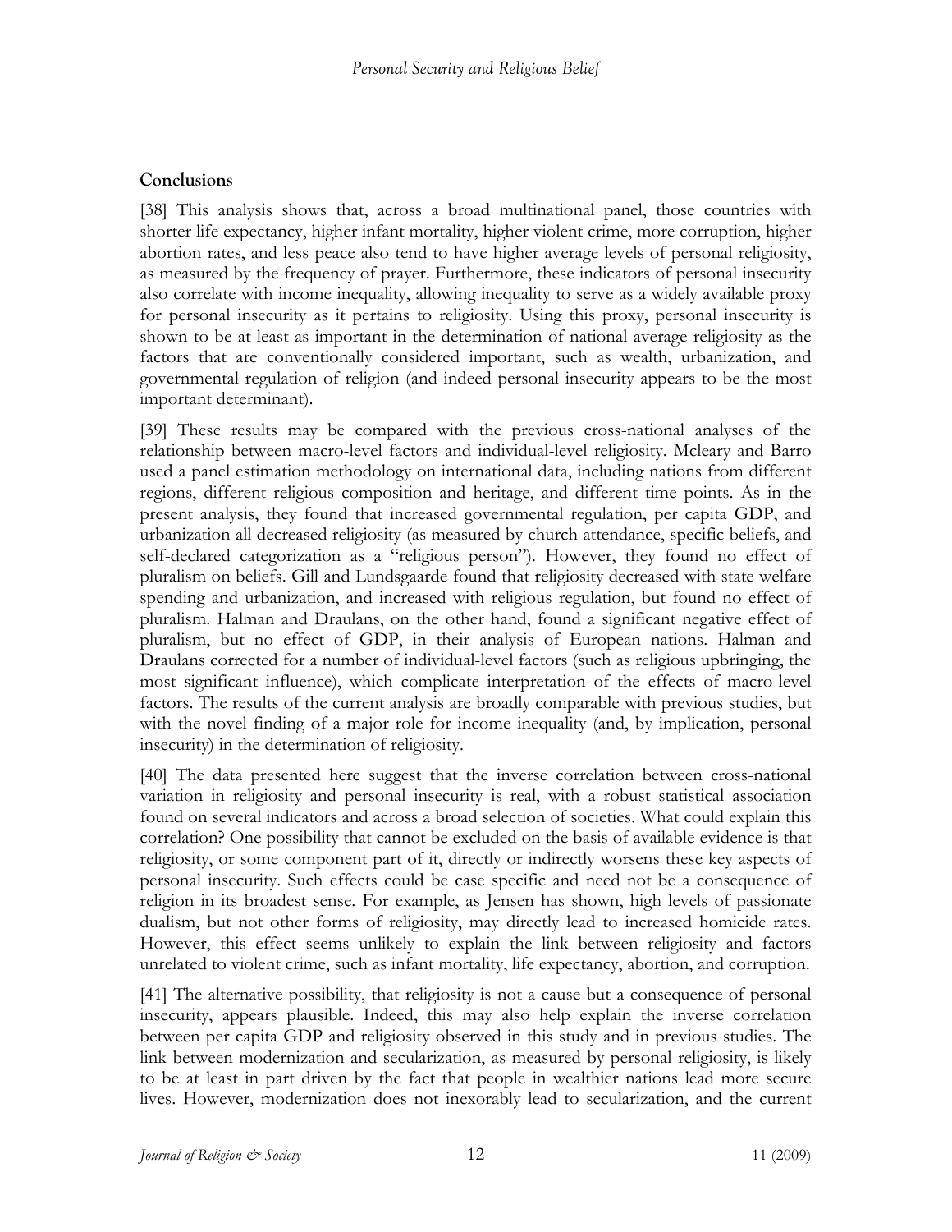## Conclusions

[38] This analysis shows that, across a broad multinational panel, those countries with shorter life expectancy, higher infant mortality, higher violent crime, more corruption, higher abortion rates, and less peace also tend to have higher average levels of personal religiosity, as measured by the frequency of prayer. Furthermore, these indicators of personal insecurity also correlate with income inequality, allowing inequality to serve as a widely available proxy for personal insecurity as it pertains to religiosity. Using this proxy, personal insecurity is shown to be at least as important in the determination of national average religiosity as the factors that are conventionally considered important, such as wealth, urbanization, and governmental regulation of religion (and indeed personal insecurity appears to be the most important determinant).

[39] These results may be compared with the previous cross-national analyses of the relationship between macro-level factors and individual-level religiosity. Mcleary and Barro used a panel estimation methodology on international data, including nations from different regions, different religious composition and heritage, and different time points. As in the present analysis, they found that increased governmental regulation, per capita GDP, and urbanization all decreased religiosity (as measured by church attendance, specific beliefs, and self-declared categorization as a "religious person"). However, they found no effect of pluralism on beliefs. Gill and Lundsgaarde found that religiosity decreased with state welfare spending and urbanization, and increased with religious regulation, but found no effect of pluralism. Halman and Draulans, on the other hand, found a significant negative effect of pluralism, but no effect of GDP, in their analysis of European nations. Halman and Draulans corrected for a number of individual-level factors (such as religious upbringing, the most significant influence), which complicate interpretation of the effects of macro-level factors. The results of the current analysis are broadly comparable with previous studies, but with the novel finding of a major role for income inequality (and, by implication, personal insecurity) in the determination of religiosity.

[40] The data presented here suggest that the inverse correlation between cross-national variation in religiosity and personal insecurity is real, with a robust statistical association found on several indicators and across a broad selection of societies. What could explain this correlation? One possibility that cannot be excluded on the basis of available evidence is that religiosity, or some component part of it, directly or indirectly worsens these key aspects of personal insecurity. Such effects could be case specific and need not be a consequence of religion in its broadest sense. For example, as Jensen has shown, high levels of passionate dualism, but not other forms of religiosity, may directly lead to increased homicide rates. However, this effect seems unlikely to explain the link between religiosity and factors unrelated to violent crime, such as infant mortality, life expectancy, abortion, and corruption.

[41] The alternative possibility, that religiosity is not a cause but a consequence of personal insecurity, appears plausible. Indeed, this may also help explain the inverse correlation between per capita GDP and religiosity observed in this study and in previous studies. The link between modernization and secularization, as measured by personal religiosity, is likely to be at least in part driven by the fact that people in wealthier nations lead more secure lives. However, modernization does not inexorably lead to secularization, and the current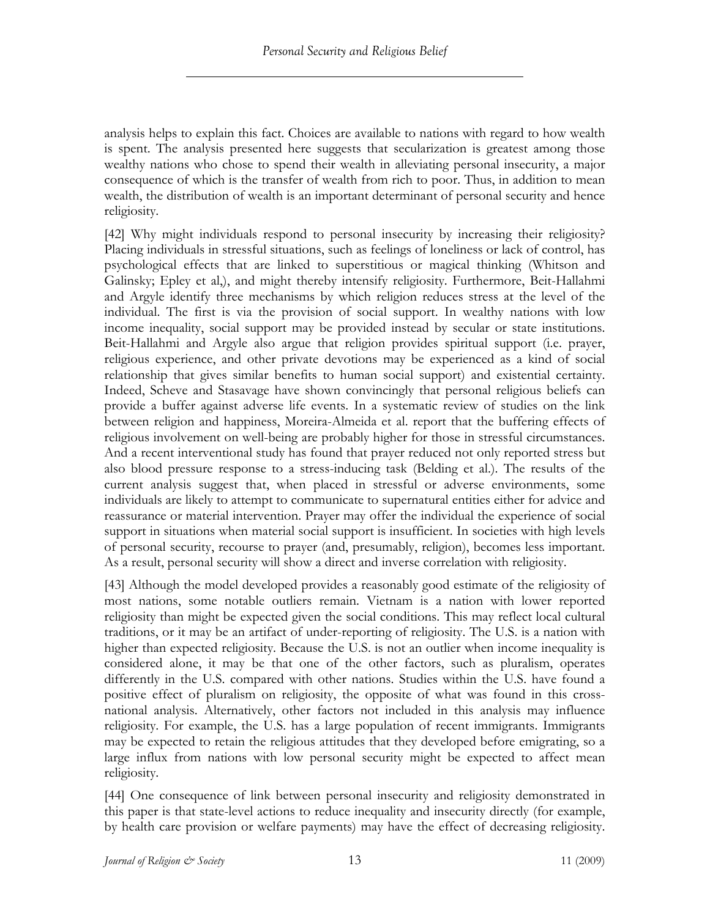analysis helps to explain this fact. Choices are available to nations with regard to how wealth is spent. The analysis presented here suggests that secularization is greatest among those wealthy nations who chose to spend their wealth in alleviating personal insecurity, a major consequence of which is the transfer of wealth from rich to poor. Thus, in addition to mean wealth, the distribution of wealth is an important determinant of personal security and hence religiosity.

[42] Why might individuals respond to personal insecurity by increasing their religiosity? Placing individuals in stressful situations, such as feelings of loneliness or lack of control, has psychological effects that are linked to superstitious or magical thinking (Whitson and Galinsky; Epley et al,), and might thereby intensify religiosity. Furthermore, Beit-Hallahmi and Argyle identify three mechanisms by which religion reduces stress at the level of the individual. The first is via the provision of social support. In wealthy nations with low income inequality, social support may be provided instead by secular or state institutions. Beit-Hallahmi and Argyle also argue that religion provides spiritual support (i.e. prayer, religious experience, and other private devotions may be experienced as a kind of social relationship that gives similar benefits to human social support) and existential certainty. Indeed, Scheve and Stasavage have shown convincingly that personal religious beliefs can provide a buffer against adverse life events. In a systematic review of studies on the link between religion and happiness, Moreira-Almeida et al. report that the buffering effects of religious involvement on well-being are probably higher for those in stressful circumstances. And a recent interventional study has found that prayer reduced not only reported stress but also blood pressure response to a stress-inducing task (Belding et al.). The results of the current analysis suggest that, when placed in stressful or adverse environments, some individuals are likely to attempt to communicate to supernatural entities either for advice and reassurance or material intervention. Prayer may offer the individual the experience of social support in situations when material social support is insufficient. In societies with high levels of personal security, recourse to prayer (and, presumably, religion), becomes less important. As a result, personal security will show a direct and inverse correlation with religiosity.

[43] Although the model developed provides a reasonably good estimate of the religiosity of most nations, some notable outliers remain. Vietnam is a nation with lower reported religiosity than might be expected given the social conditions. This may reflect local cultural traditions, or it may be an artifact of under-reporting of religiosity. The U.S. is a nation with higher than expected religiosity. Because the U.S. is not an outlier when income inequality is considered alone, it may be that one of the other factors, such as pluralism, operates differently in the U.S. compared with other nations. Studies within the U.S. have found a positive effect of pluralism on religiosity, the opposite of what was found in this cross-national analysis. Alternatively, other factors not included in this analysis may influence religiosity. For example, the U.S. has a large population of recent immigrants. Immigrants may be expected to retain the religious attitudes that they developed before emigrating, so a large influx from nations with low personal security might be expected to affect mean religiosity.

[44] One consequence of link between personal insecurity and religiosity demonstrated in this paper is that state-level actions to reduce inequality and insecurity directly (for example, by health care provision or welfare payments) may have the effect of decreasing religiosity.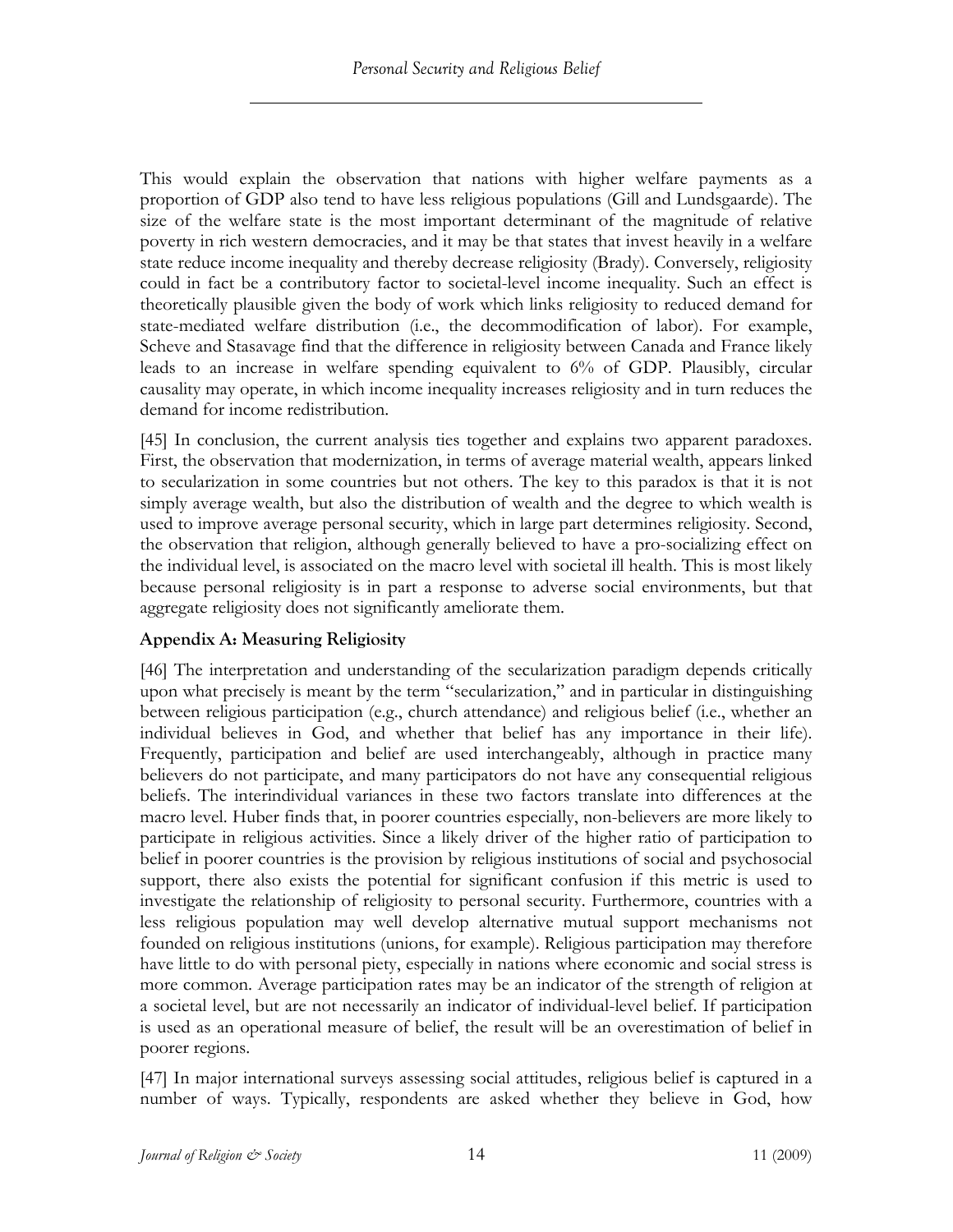This would explain the observation that nations with higher welfare payments as a proportion of GDP also tend to have less religious populations (Gill and Lundsgaarde). The size of the welfare state is the most important determinant of the magnitude of relative poverty in rich western democracies, and it may be that states that invest heavily in a welfare state reduce income inequality and thereby decrease religiosity (Brady). Conversely, religiosity could in fact be a contributory factor to societal-level income inequality. Such an effect is theoretically plausible given the body of work which links religiosity to reduced demand for state-mediated welfare distribution (i.e., the decommodification of labor). For example, Scheve and Stasavage find that the difference in religiosity between Canada and France likely leads to an increase in welfare spending equivalent to 6% of GDP. Plausibly, circular causality may operate, in which income inequality increases religiosity and in turn reduces the demand for income redistribution.

[45] In conclusion, the current analysis ties together and explains two apparent paradoxes. First, the observation that modernization, in terms of average material wealth, appears linked to secularization in some countries but not others. The key to this paradox is that it is not simply average wealth, but also the distribution of wealth and the degree to which wealth is used to improve average personal security, which in large part determines religiosity. Second, the observation that religion, although generally believed to have a pro-socializing effect on the individual level, is associated on the macro level with societal ill health. This is most likely because personal religiosity is in part a response to adverse social environments, but that aggregate religiosity does not significantly ameliorate them.

### Appendix A: Measuring Religiosity

[46] The interpretation and understanding of the secularization paradigm depends critically upon what precisely is meant by the term "secularization," and in particular in distinguishing between religious participation (e.g., church attendance) and religious belief (i.e., whether an individual believes in God, and whether that belief has any importance in their life). Frequently, participation and belief are used interchangeably, although in practice many believers do not participate, and many participators do not have any consequential religious beliefs. The interindividual variances in these two factors translate into differences at the macro level. Huber finds that, in poorer countries especially, non-believers are more likely to participate in religious activities. Since a likely driver of the higher ratio of participation to belief in poorer countries is the provision by religious institutions of social and psychosocial support, there also exists the potential for significant confusion if this metric is used to investigate the relationship of religiosity to personal security. Furthermore, countries with a less religious population may well develop alternative mutual support mechanisms not founded on religious institutions (unions, for example). Religious participation may therefore have little to do with personal piety, especially in nations where economic and social stress is more common. Average participation rates may be an indicator of the strength of religion at a societal level, but are not necessarily an indicator of individual-level belief. If participation is used as an operational measure of belief, the result will be an overestimation of belief in poorer regions.

[47] In major international surveys assessing social attitudes, religious belief is captured in a number of ways. Typically, respondents are asked whether they believe in God, how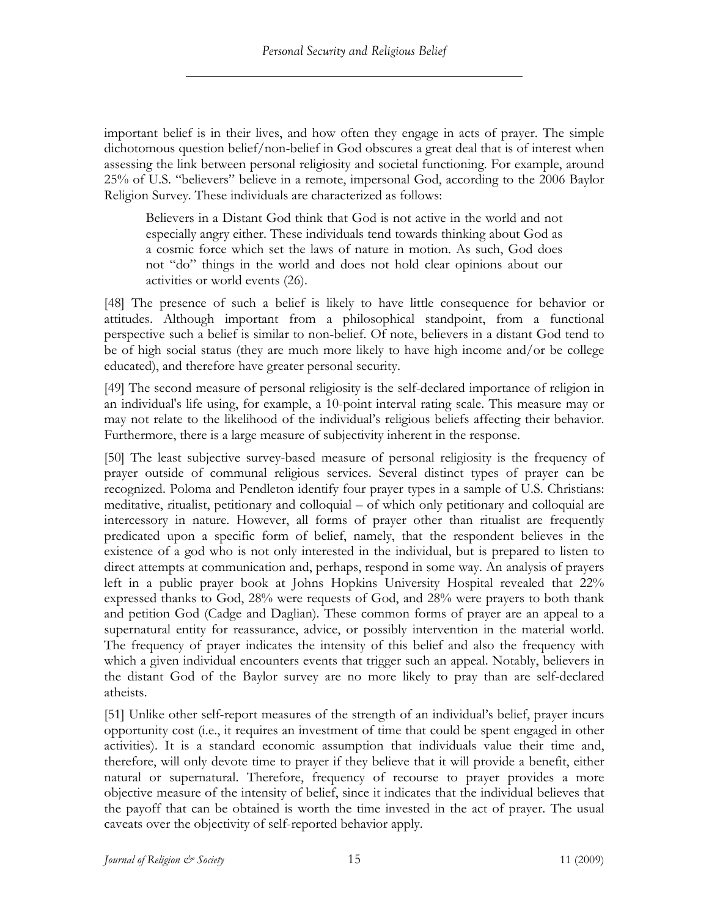important belief is in their lives, and how often they engage in acts of prayer. The simple dichotomous question belief/non-belief in God obscures a great deal that is of interest when assessing the link between personal religiosity and societal functioning. For example, around 25% of U.S. "believers" believe in a remote, impersonal God, according to the 2006 Baylor Religion Survey. These individuals are characterized as follows:

> Believers in a Distant God think that God is not active in the world and not especially angry either. These individuals tend towards thinking about God as a cosmic force which set the laws of nature in motion. As such, God does not "do" things in the world and does not hold clear opinions about our activities or world events (26).

[48] The presence of such a belief is likely to have little consequence for behavior or attitudes. Although important from a philosophical standpoint, from a functional perspective such a belief is similar to non-belief. Of note, believers in a distant God tend to be of high social status (they are much more likely to have high income and/or be college educated), and therefore have greater personal security.

[49] The second measure of personal religiosity is the self-declared importance of religion in an individual's life using, for example, a 10-point interval rating scale. This measure may or may not relate to the likelihood of the individual's religious beliefs affecting their behavior. Furthermore, there is a large measure of subjectivity inherent in the response.

[50] The least subjective survey-based measure of personal religiosity is the frequency of prayer outside of communal religious services. Several distinct types of prayer can be recognized. Poloma and Pendleton identify four prayer types in a sample of U.S. Christians: meditative, ritualist, petitionary and colloquial – of which only petitionary and colloquial are intercessory in nature. However, all forms of prayer other than ritualist are frequently predicated upon a specific form of belief, namely, that the respondent believes in the existence of a god who is not only interested in the individual, but is prepared to listen to direct attempts at communication and, perhaps, respond in some way. An analysis of prayers left in a public prayer book at Johns Hopkins University Hospital revealed that 22% expressed thanks to God, 28% were requests of God, and 28% were prayers to both thank and petition God (Cadge and Daglian). These common forms of prayer are an appeal to a supernatural entity for reassurance, advice, or possibly intervention in the material world. The frequency of prayer indicates the intensity of this belief and also the frequency with which a given individual encounters events that trigger such an appeal. Notably, believers in the distant God of the Baylor survey are no more likely to pray than are self-declared atheists.

[51] Unlike other self-report measures of the strength of an individual's belief, prayer incurs opportunity cost (i.e., it requires an investment of time that could be spent engaged in other activities). It is a standard economic assumption that individuals value their time and, therefore, will only devote time to prayer if they believe that it will provide a benefit, either natural or supernatural. Therefore, frequency of recourse to prayer provides a more objective measure of the intensity of belief, since it indicates that the individual believes that the payoff that can be obtained is worth the time invested in the act of prayer. The usual caveats over the objectivity of self-reported behavior apply.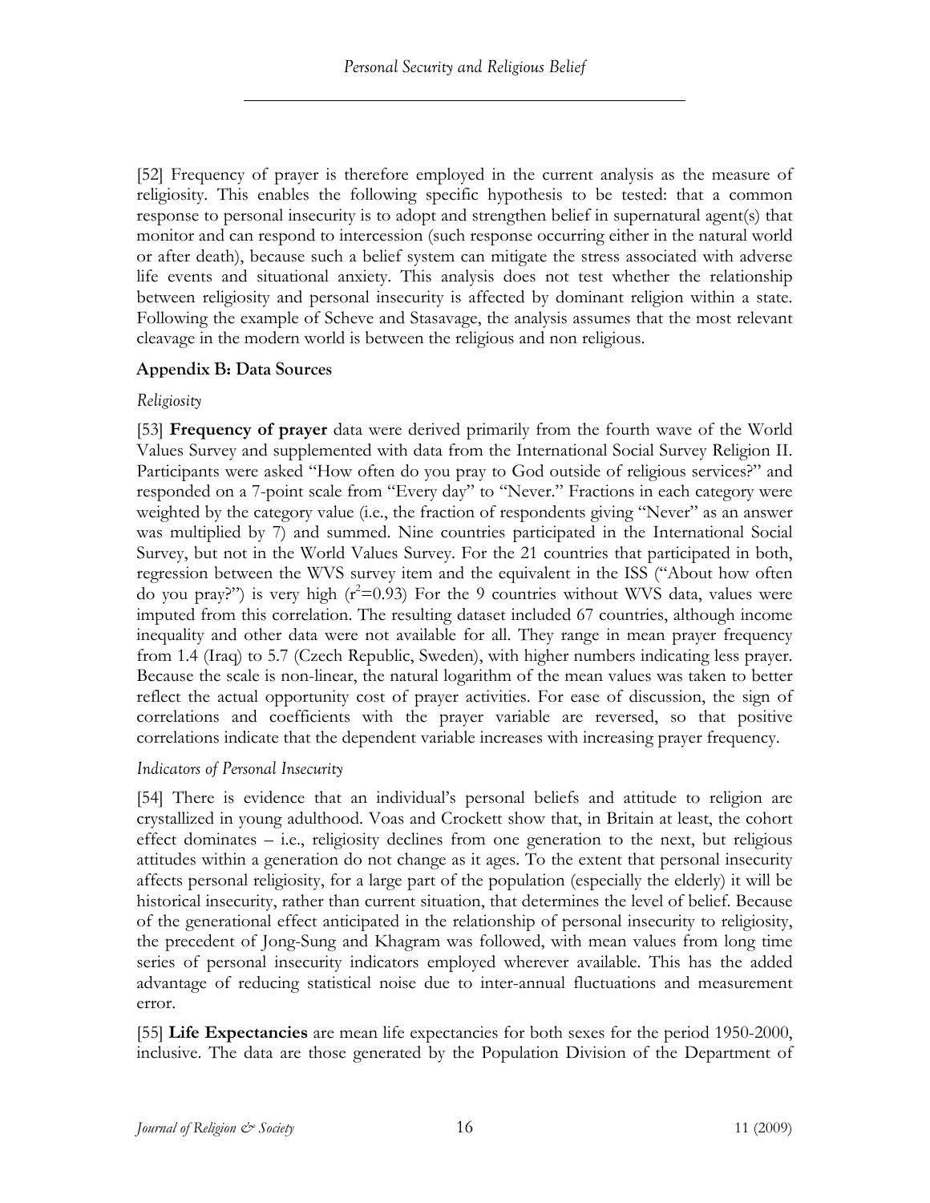[52] Frequency of prayer is therefore employed in the current analysis as the measure of religiosity. This enables the following specific hypothesis to be tested: that a common response to personal insecurity is to adopt and strengthen belief in supernatural agent(s) that monitor and can respond to intercession (such response occurring either in the natural world or after death), because such a belief system can mitigate the stress associated with adverse life events and situational anxiety. This analysis does not test whether the relationship between religiosity and personal insecurity is affected by dominant religion within a state. Following the example of Scheve and Stasavage, the analysis assumes that the most relevant cleavage in the modern world is between the religious and non religious.

## Appendix B: Data Sources

### *Religiosity*

[53] **Frequency of prayer** data were derived primarily from the fourth wave of the World Values Survey and supplemented with data from the International Social Survey Religion II. Participants were asked "How often do you pray to God outside of religious services?" and responded on a 7-point scale from "Every day" to "Never." Fractions in each category were weighted by the category value (i.e., the fraction of respondents giving "Never" as an answer was multiplied by 7) and summed. Nine countries participated in the International Social Survey, but not in the World Values Survey. For the 21 countries that participated in both, regression between the WVS survey item and the equivalent in the ISS ("About how often do you pray?") is very high ($r^2$=0.93) For the 9 countries without WVS data, values were imputed from this correlation. The resulting dataset included 67 countries, although income inequality and other data were not available for all. They range in mean prayer frequency from 1.4 (Iraq) to 5.7 (Czech Republic, Sweden), with higher numbers indicating less prayer. Because the scale is non-linear, the natural logarithm of the mean values was taken to better reflect the actual opportunity cost of prayer activities. For ease of discussion, the sign of correlations and coefficients with the prayer variable are reversed, so that positive correlations indicate that the dependent variable increases with increasing prayer frequency.

### *Indicators of Personal Insecurity*

[54] There is evidence that an individual's personal beliefs and attitude to religion are crystallized in young adulthood. Voas and Crockett show that, in Britain at least, the cohort effect dominates – i.e., religiosity declines from one generation to the next, but religious attitudes within a generation do not change as it ages. To the extent that personal insecurity affects personal religiosity, for a large part of the population (especially the elderly) it will be historical insecurity, rather than current situation, that determines the level of belief. Because of the generational effect anticipated in the relationship of personal insecurity to religiosity, the precedent of Jong-Sung and Khagram was followed, with mean values from long time series of personal insecurity indicators employed wherever available. This has the added advantage of reducing statistical noise due to inter-annual fluctuations and measurement error.

[55] **Life Expectancies** are mean life expectancies for both sexes for the period 1950-2000, inclusive. The data are those generated by the Population Division of the Department of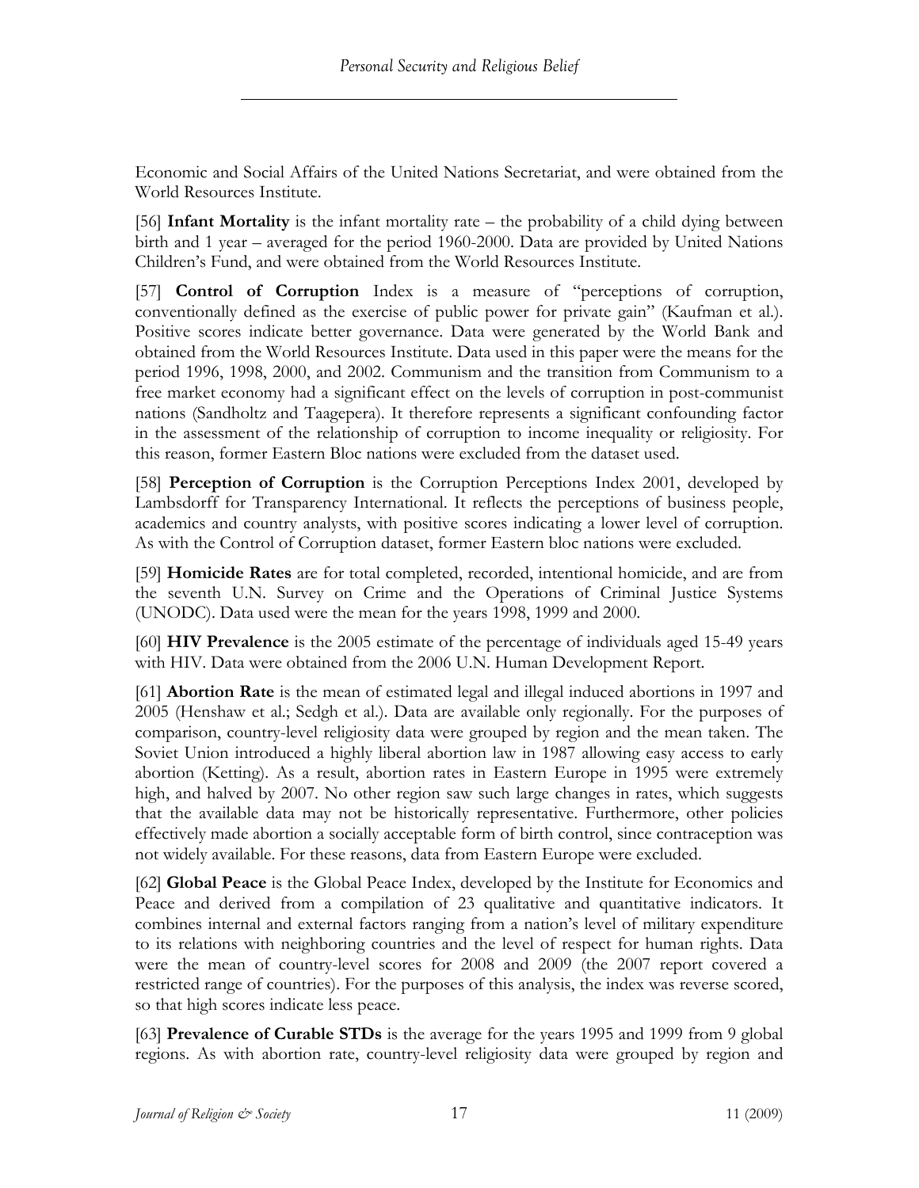Economic and Social Affairs of the United Nations Secretariat, and were obtained from the World Resources Institute.

[56] **Infant Mortality** is the infant mortality rate – the probability of a child dying between birth and 1 year – averaged for the period 1960-2000. Data are provided by United Nations Children's Fund, and were obtained from the World Resources Institute.

[57] **Control of Corruption** Index is a measure of "perceptions of corruption, conventionally defined as the exercise of public power for private gain" (Kaufman et al.). Positive scores indicate better governance. Data were generated by the World Bank and obtained from the World Resources Institute. Data used in this paper were the means for the period 1996, 1998, 2000, and 2002. Communism and the transition from Communism to a free market economy had a significant effect on the levels of corruption in post-communist nations (Sandholtz and Taagepera). It therefore represents a significant confounding factor in the assessment of the relationship of corruption to income inequality or religiosity. For this reason, former Eastern Bloc nations were excluded from the dataset used.

[58] **Perception of Corruption** is the Corruption Perceptions Index 2001, developed by Lambsdorff for Transparency International. It reflects the perceptions of business people, academics and country analysts, with positive scores indicating a lower level of corruption. As with the Control of Corruption dataset, former Eastern bloc nations were excluded.

[59] **Homicide Rates** are for total completed, recorded, intentional homicide, and are from the seventh U.N. Survey on Crime and the Operations of Criminal Justice Systems (UNODC). Data used were the mean for the years 1998, 1999 and 2000.

[60] **HIV Prevalence** is the 2005 estimate of the percentage of individuals aged 15-49 years with HIV. Data were obtained from the 2006 U.N. Human Development Report.

[61] **Abortion Rate** is the mean of estimated legal and illegal induced abortions in 1997 and 2005 (Henshaw et al.; Sedgh et al.). Data are available only regionally. For the purposes of comparison, country-level religiosity data were grouped by region and the mean taken. The Soviet Union introduced a highly liberal abortion law in 1987 allowing easy access to early abortion (Ketting). As a result, abortion rates in Eastern Europe in 1995 were extremely high, and halved by 2007. No other region saw such large changes in rates, which suggests that the available data may not be historically representative. Furthermore, other policies effectively made abortion a socially acceptable form of birth control, since contraception was not widely available. For these reasons, data from Eastern Europe were excluded.

[62] **Global Peace** is the Global Peace Index, developed by the Institute for Economics and Peace and derived from a compilation of 23 qualitative and quantitative indicators. It combines internal and external factors ranging from a nation's level of military expenditure to its relations with neighboring countries and the level of respect for human rights. Data were the mean of country-level scores for 2008 and 2009 (the 2007 report covered a restricted range of countries). For the purposes of this analysis, the index was reverse scored, so that high scores indicate less peace.

[63] **Prevalence of Curable STDs** is the average for the years 1995 and 1999 from 9 global regions. As with abortion rate, country-level religiosity data were grouped by region and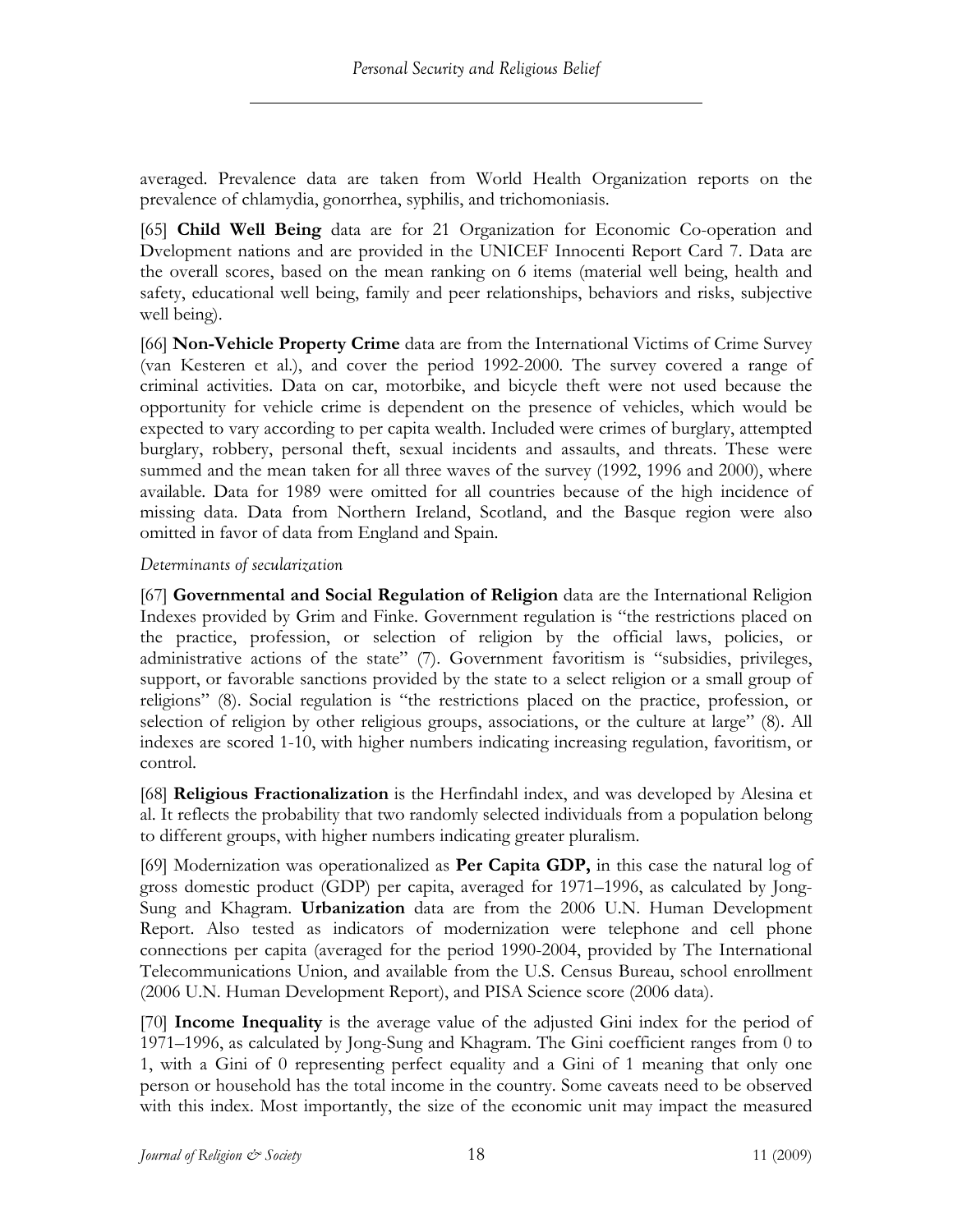averaged. Prevalence data are taken from World Health Organization reports on the prevalence of chlamydia, gonorrhea, syphilis, and trichomoniasis.

[65] **Child Well Being** data are for 21 Organization for Economic Co-operation and Dvelopment nations and are provided in the UNICEF Innocenti Report Card 7. Data are the overall scores, based on the mean ranking on 6 items (material well being, health and safety, educational well being, family and peer relationships, behaviors and risks, subjective well being).

[66] **Non-Vehicle Property Crime** data are from the International Victims of Crime Survey (van Kesteren et al.), and cover the period 1992-2000. The survey covered a range of criminal activities. Data on car, motorbike, and bicycle theft were not used because the opportunity for vehicle crime is dependent on the presence of vehicles, which would be expected to vary according to per capita wealth. Included were crimes of burglary, attempted burglary, robbery, personal theft, sexual incidents and assaults, and threats. These were summed and the mean taken for all three waves of the survey (1992, 1996 and 2000), where available. Data for 1989 were omitted for all countries because of the high incidence of missing data. Data from Northern Ireland, Scotland, and the Basque region were also omitted in favor of data from England and Spain.

*Determinants of secularization*

[67] **Governmental and Social Regulation of Religion** data are the International Religion Indexes provided by Grim and Finke. Government regulation is "the restrictions placed on the practice, profession, or selection of religion by the official laws, policies, or administrative actions of the state" (7). Government favoritism is "subsidies, privileges, support, or favorable sanctions provided by the state to a select religion or a small group of religions" (8). Social regulation is "the restrictions placed on the practice, profession, or selection of religion by other religious groups, associations, or the culture at large" (8). All indexes are scored 1-10, with higher numbers indicating increasing regulation, favoritism, or control.

[68] **Religious Fractionalization** is the Herfindahl index, and was developed by Alesina et al. It reflects the probability that two randomly selected individuals from a population belong to different groups, with higher numbers indicating greater pluralism.

[69] Modernization was operationalized as **Per Capita GDP,** in this case the natural log of gross domestic product (GDP) per capita, averaged for 1971–1996, as calculated by Jong-Sung and Khagram. **Urbanization** data are from the 2006 U.N. Human Development Report. Also tested as indicators of modernization were telephone and cell phone connections per capita (averaged for the period 1990-2004, provided by The International Telecommunications Union, and available from the U.S. Census Bureau, school enrollment (2006 U.N. Human Development Report), and PISA Science score (2006 data).

[70] **Income Inequality** is the average value of the adjusted Gini index for the period of 1971–1996, as calculated by Jong-Sung and Khagram. The Gini coefficient ranges from 0 to 1, with a Gini of 0 representing perfect equality and a Gini of 1 meaning that only one person or household has the total income in the country. Some caveats need to be observed with this index. Most importantly, the size of the economic unit may impact the measured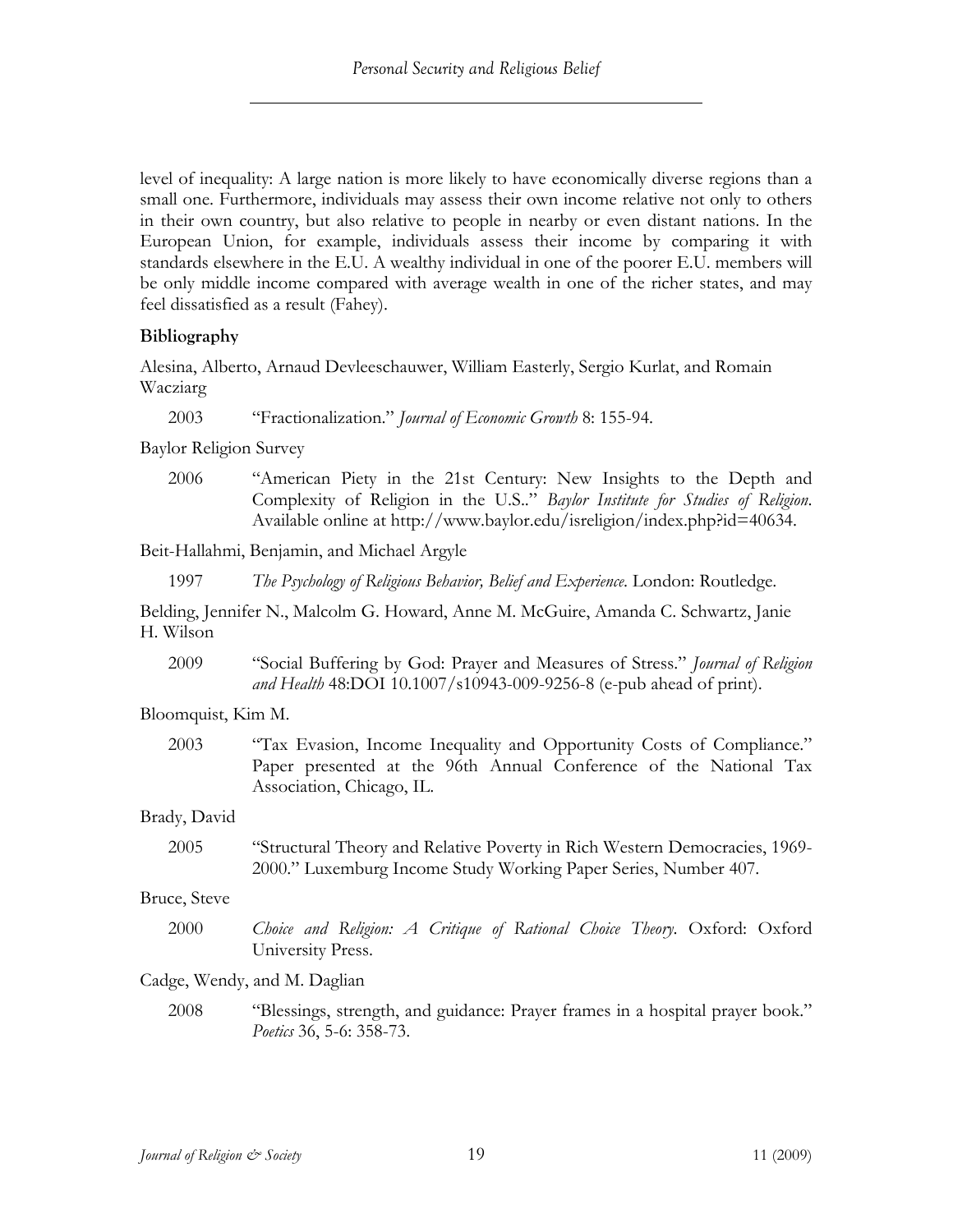level of inequality: A large nation is more likely to have economically diverse regions than a small one. Furthermore, individuals may assess their own income relative not only to others in their own country, but also relative to people in nearby or even distant nations. In the European Union, for example, individuals assess their income by comparing it with standards elsewhere in the E.U. A wealthy individual in one of the poorer E.U. members will be only middle income compared with average wealth in one of the richer states, and may feel dissatisfied as a result (Fahey).

**Bibliography**

Alesina, Alberto, Arnaud Devleeschauwer, William Easterly, Sergio Kurlat, and Romain Wacziarg

2003 "Fractionalization." *Journal of Economic Growth* 8: 155-94.

Baylor Religion Survey

2006 "American Piety in the 21st Century: New Insights to the Depth and Complexity of Religion in the U.S.." *Baylor Institute for Studies of Religion*. Available online at http://www.baylor.edu/isreligion/index.php?id=40634.

Beit-Hallahmi, Benjamin, and Michael Argyle

1997 *The Psychology of Religious Behavior, Belief and Experience*. London: Routledge.

Belding, Jennifer N., Malcolm G. Howard, Anne M. McGuire, Amanda C. Schwartz, Janie H. Wilson

2009 "Social Buffering by God: Prayer and Measures of Stress." *Journal of Religion and Health* 48:DOI 10.1007/s10943-009-9256-8 (e-pub ahead of print).

Bloomquist, Kim M.

2003 "Tax Evasion, Income Inequality and Opportunity Costs of Compliance." Paper presented at the 96th Annual Conference of the National Tax Association, Chicago, IL.

Brady, David

2005 "Structural Theory and Relative Poverty in Rich Western Democracies, 1969-2000." Luxemburg Income Study Working Paper Series, Number 407.

Bruce, Steve

2000 *Choice and Religion: A Critique of Rational Choice Theory*. Oxford: Oxford University Press.

Cadge, Wendy, and M. Daglian

2008 "Blessings, strength, and guidance: Prayer frames in a hospital prayer book." *Poetics* 36, 5-6: 358-73.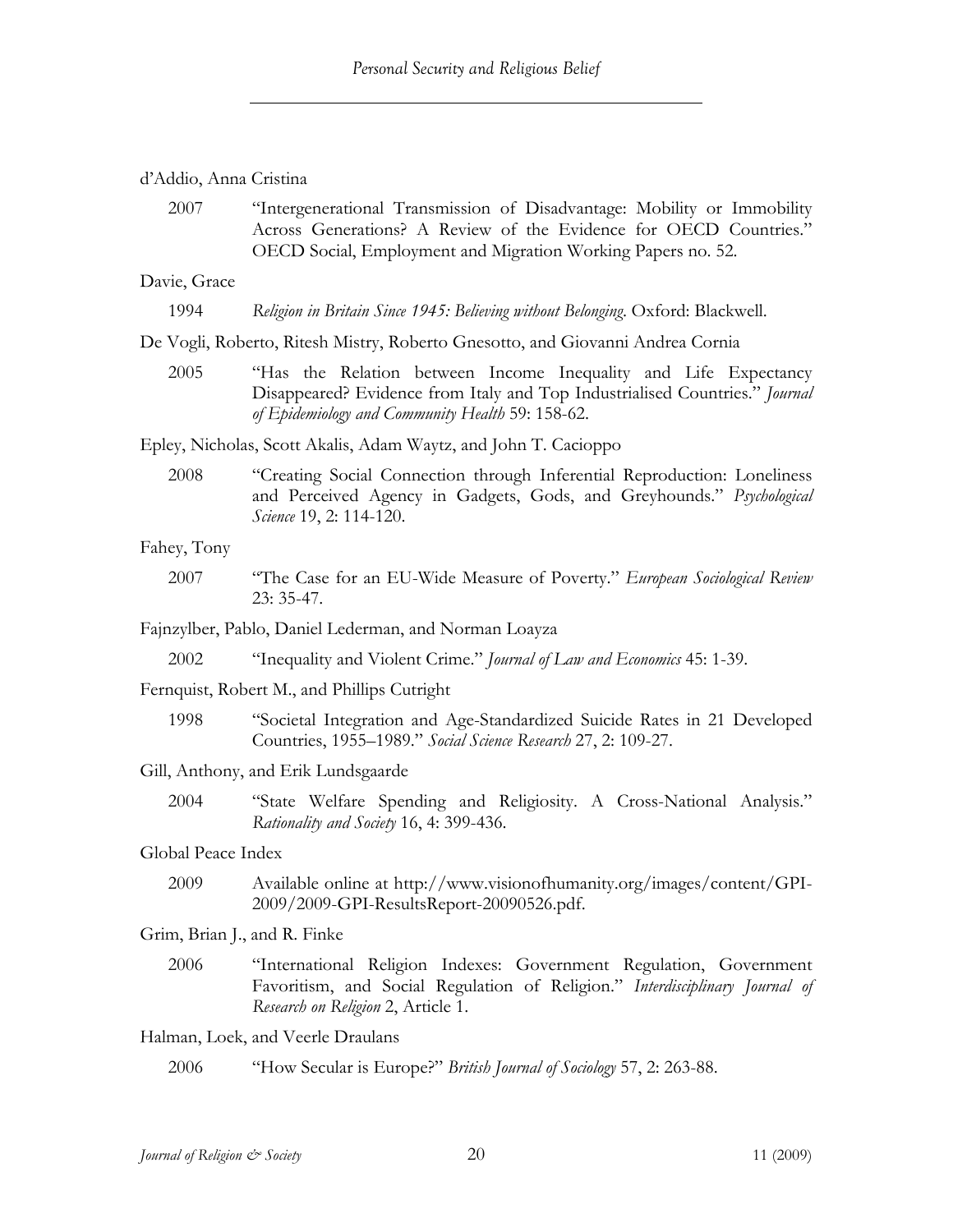d'Addio, Anna Cristina

2007 "Intergenerational Transmission of Disadvantage: Mobility or Immobility Across Generations? A Review of the Evidence for OECD Countries." OECD Social, Employment and Migration Working Papers no. 52.

Davie, Grace

1994 *Religion in Britain Since 1945: Believing without Belonging*. Oxford: Blackwell.

De Vogli, Roberto, Ritesh Mistry, Roberto Gnesotto, and Giovanni Andrea Cornia

2005 "Has the Relation between Income Inequality and Life Expectancy Disappeared? Evidence from Italy and Top Industrialised Countries." *Journal of Epidemiology and Community Health* 59: 158-62.

Epley, Nicholas, Scott Akalis, Adam Waytz, and John T. Cacioppo

2008 "Creating Social Connection through Inferential Reproduction: Loneliness and Perceived Agency in Gadgets, Gods, and Greyhounds." *Psychological Science* 19, 2: 114-120.

Fahey, Tony

2007 "The Case for an EU-Wide Measure of Poverty." *European Sociological Review* 23: 35-47.

Fajnzylber, Pablo, Daniel Lederman, and Norman Loayza

2002 "Inequality and Violent Crime." *Journal of Law and Economics* 45: 1-39.

Fernquist, Robert M., and Phillips Cutright

1998 "Societal Integration and Age-Standardized Suicide Rates in 21 Developed Countries, 1955–1989." *Social Science Research* 27, 2: 109-27.

Gill, Anthony, and Erik Lundsgaarde

2004 "State Welfare Spending and Religiosity. A Cross-National Analysis." *Rationality and Society* 16, 4: 399-436.

Global Peace Index

2009 Available online at http://www.visionofhumanity.org/images/content/GPI-2009/2009-GPI-ResultsReport-20090526.pdf.

Grim, Brian J., and R. Finke

2006 "International Religion Indexes: Government Regulation, Government Favoritism, and Social Regulation of Religion." *Interdisciplinary Journal of Research on Religion* 2, Article 1.

Halman, Loek, and Veerle Draulans

2006 "How Secular is Europe?" *British Journal of Sociology* 57, 2: 263-88.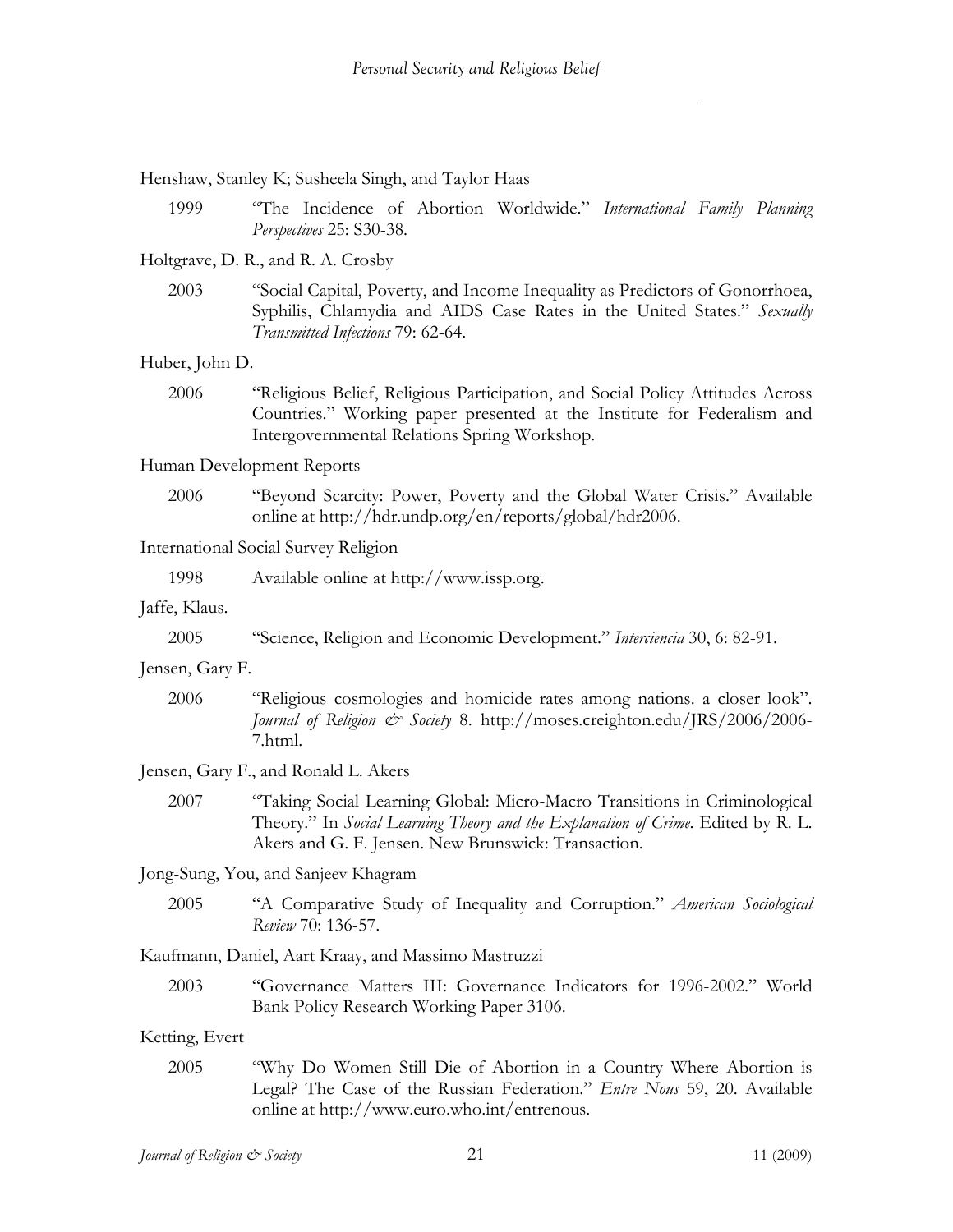Henshaw, Stanley K; Susheela Singh, and Taylor Haas

1999 "The Incidence of Abortion Worldwide." *International Family Planning Perspectives* 25: S30-38.

Holtgrave, D. R., and R. A. Crosby

2003 "Social Capital, Poverty, and Income Inequality as Predictors of Gonorrhoea, Syphilis, Chlamydia and AIDS Case Rates in the United States." *Sexually Transmitted Infections* 79: 62-64.

Huber, John D.

2006 "Religious Belief, Religious Participation, and Social Policy Attitudes Across Countries." Working paper presented at the Institute for Federalism and Intergovernmental Relations Spring Workshop.

Human Development Reports

2006 "Beyond Scarcity: Power, Poverty and the Global Water Crisis." Available online at http://hdr.undp.org/en/reports/global/hdr2006.

International Social Survey Religion

1998 Available online at http://www.issp.org.

Jaffe, Klaus.

2005 "Science, Religion and Economic Development." *Interciencia* 30, 6: 82-91.

Jensen, Gary F.

2006 "Religious cosmologies and homicide rates among nations. a closer look". *Journal of Religion & Society* 8. http://moses.creighton.edu/JRS/2006/2006-7.html.

Jensen, Gary F., and Ronald L. Akers

2007 "Taking Social Learning Global: Micro-Macro Transitions in Criminological Theory." In *Social Learning Theory and the Explanation of Crime.* Edited by R. L. Akers and G. F. Jensen. New Brunswick: Transaction.

Jong-Sung, You, and Sanjeev Khagram

2005 "A Comparative Study of Inequality and Corruption." *American Sociological Review* 70: 136-57.

Kaufmann, Daniel, Aart Kraay, and Massimo Mastruzzi

2003 "Governance Matters III: Governance Indicators for 1996-2002." World Bank Policy Research Working Paper 3106.

Ketting, Evert

2005 "Why Do Women Still Die of Abortion in a Country Where Abortion is Legal? The Case of the Russian Federation." *Entre Nous* 59, 20. Available online at http://www.euro.who.int/entrenous.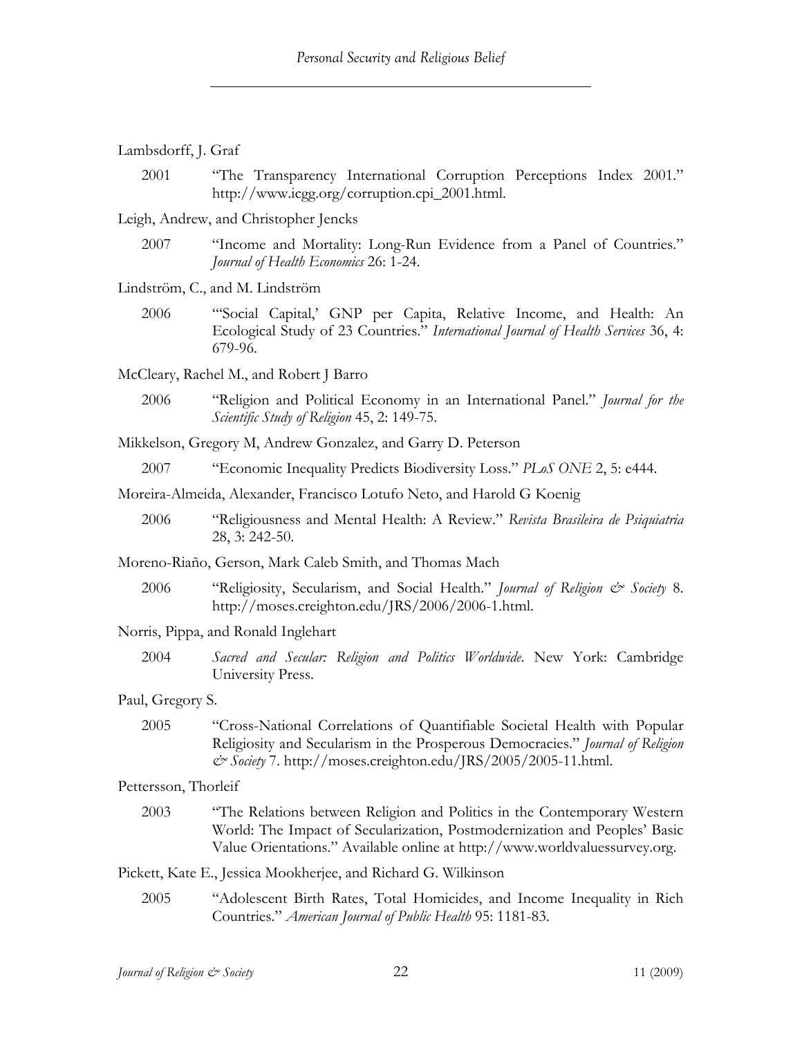Lambsdorff, J. Graf

2001 "The Transparency International Corruption Perceptions Index 2001." http://www.icgg.org/corruption.cpi_2001.html.

Leigh, Andrew, and Christopher Jencks

2007 "Income and Mortality: Long-Run Evidence from a Panel of Countries." *Journal of Health Economics* 26: 1-24.

Lindström, C., and M. Lindström

2006 "'Social Capital,' GNP per Capita, Relative Income, and Health: An Ecological Study of 23 Countries." *International Journal of Health Services* 36, 4: 679-96.

McCleary, Rachel M., and Robert J Barro

2006 "Religion and Political Economy in an International Panel." *Journal for the Scientific Study of Religion* 45, 2: 149-75.

Mikkelson, Gregory M, Andrew Gonzalez, and Garry D. Peterson

2007 "Economic Inequality Predicts Biodiversity Loss." *PLoS ONE* 2, 5: e444.

Moreira-Almeida, Alexander, Francisco Lotufo Neto, and Harold G Koenig

2006 "Religiousness and Mental Health: A Review." *Revista Brasileira de Psiquiatria* 28, 3: 242-50.

Moreno-Riaño, Gerson, Mark Caleb Smith, and Thomas Mach

2006 "Religiosity, Secularism, and Social Health." *Journal of Religion & Society* 8. http://moses.creighton.edu/JRS/2006/2006-1.html.

Norris, Pippa, and Ronald Inglehart

2004 *Sacred and Secular: Religion and Politics Worldwide*. New York: Cambridge University Press.

Paul, Gregory S.

2005 "Cross-National Correlations of Quantifiable Societal Health with Popular Religiosity and Secularism in the Prosperous Democracies." *Journal of Religion & Society* 7. http://moses.creighton.edu/JRS/2005/2005-11.html.

Pettersson, Thorleif

2003 "The Relations between Religion and Politics in the Contemporary Western World: The Impact of Secularization, Postmodernization and Peoples' Basic Value Orientations." Available online at http://www.worldvaluessurvey.org.

Pickett, Kate E., Jessica Mookherjee, and Richard G. Wilkinson

2005 "Adolescent Birth Rates, Total Homicides, and Income Inequality in Rich Countries." *American Journal of Public Health* 95: 1181-83.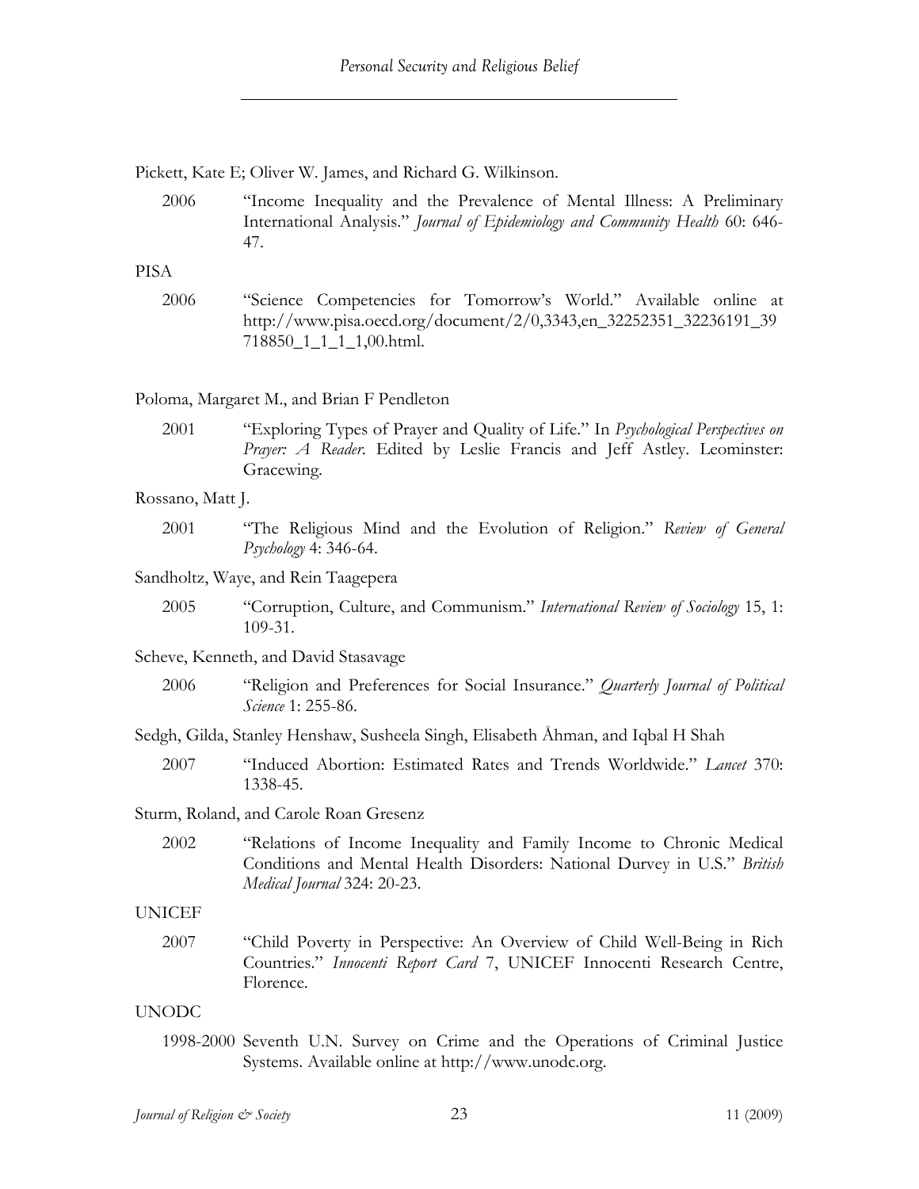Pickett, Kate E; Oliver W. James, and Richard G. Wilkinson.

2006 "Income Inequality and the Prevalence of Mental Illness: A Preliminary International Analysis." *Journal of Epidemiology and Community Health* 60: 646-47.

PISA

2006 "Science Competencies for Tomorrow's World." Available online at http://www.pisa.oecd.org/document/2/0,3343,en_32252351_32236191_39718850_1_1_1_1,00.html.

Poloma, Margaret M., and Brian F Pendleton

2001 "Exploring Types of Prayer and Quality of Life." In *Psychological Perspectives on Prayer: A Reader*. Edited by Leslie Francis and Jeff Astley. Leominster: Gracewing.

Rossano, Matt J.

2001 "The Religious Mind and the Evolution of Religion." *Review of General Psychology* 4: 346-64.

Sandholtz, Waye, and Rein Taagepera

2005 "Corruption, Culture, and Communism." *International Review of Sociology* 15, 1: 109-31.

Scheve, Kenneth, and David Stasavage

2006 "Religion and Preferences for Social Insurance." *Quarterly Journal of Political Science* 1: 255-86.

Sedgh, Gilda, Stanley Henshaw, Susheela Singh, Elisabeth Åhman, and Iqbal H Shah

2007 "Induced Abortion: Estimated Rates and Trends Worldwide." *Lancet* 370: 1338-45.

Sturm, Roland, and Carole Roan Gresenz

2002 "Relations of Income Inequality and Family Income to Chronic Medical Conditions and Mental Health Disorders: National Durvey in U.S." *British Medical Journal* 324: 20-23.

UNICEF

2007 "Child Poverty in Perspective: An Overview of Child Well-Being in Rich Countries." *Innocenti Report Card* 7, UNICEF Innocenti Research Centre, Florence.

UNODC

1998-2000 Seventh U.N. Survey on Crime and the Operations of Criminal Justice Systems. Available online at http://www.unodc.org.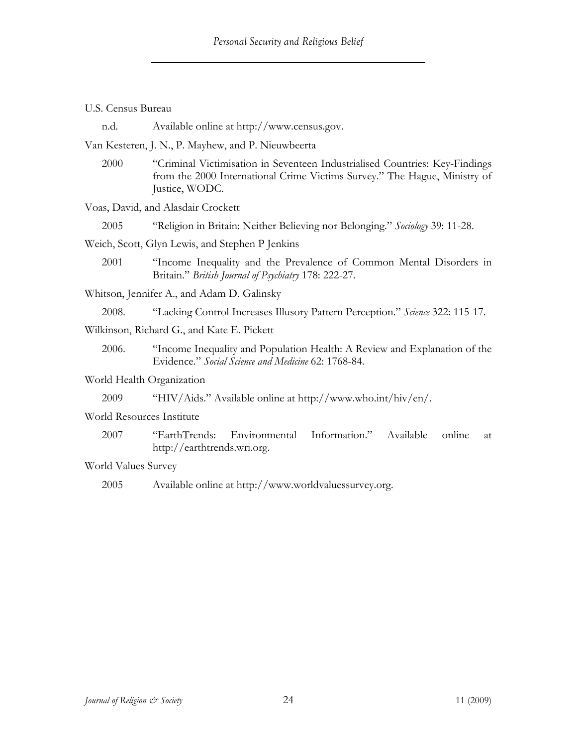U.S. Census Bureau

n.d. Available online at http://www.census.gov.

Van Kesteren, J. N., P. Mayhew, and P. Nieuwbeerta

2000 "Criminal Victimisation in Seventeen Industrialised Countries: Key-Findings from the 2000 International Crime Victims Survey." The Hague, Ministry of Justice, WODC.

Voas, David, and Alasdair Crockett

2005 "Religion in Britain: Neither Believing nor Belonging." *Sociology* 39: 11-28.

Weich, Scott, Glyn Lewis, and Stephen P Jenkins

2001 "Income Inequality and the Prevalence of Common Mental Disorders in Britain." *British Journal of Psychiatry* 178: 222-27.

Whitson, Jennifer A., and Adam D. Galinsky

2008. "Lacking Control Increases Illusory Pattern Perception." *Science* 322: 115-17.

Wilkinson, Richard G., and Kate E. Pickett

2006. "Income Inequality and Population Health: A Review and Explanation of the Evidence." *Social Science and Medicine* 62: 1768-84.

World Health Organization

2009 "HIV/Aids." Available online at http://www.who.int/hiv/en/.

World Resources Institute

2007 "EarthTrends: Environmental Information." Available online at http://earthtrends.wri.org.

World Values Survey

2005 Available online at http://www.worldvaluessurvey.org.